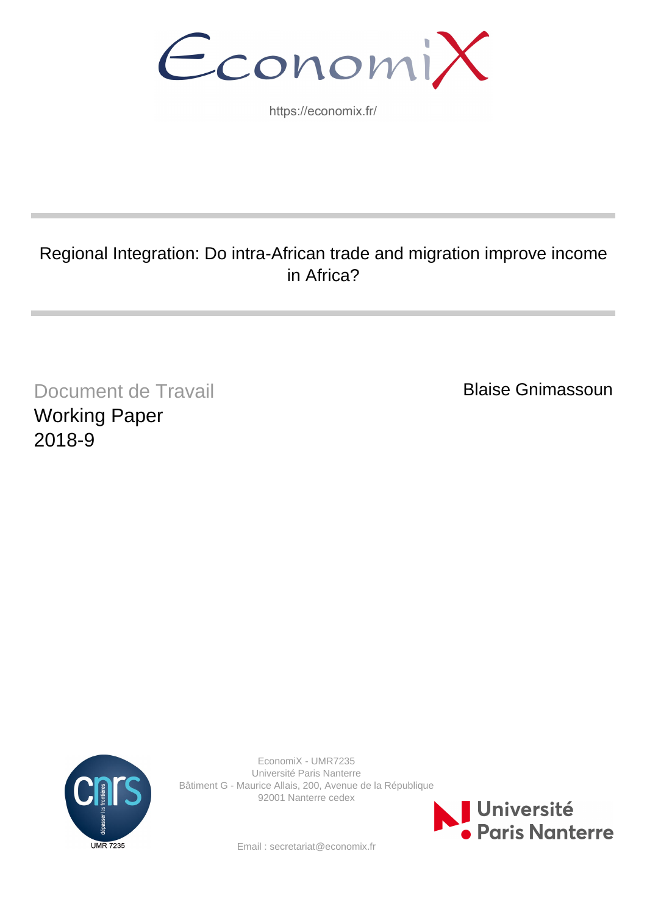EconomiX

https://economix.fr/

# Regional Integration: Do intra-African trade and migration improve income in Africa?

Document de Travail

Working Paper

2018-9

Blaise Gnimassoun

EconomiX - UMR7235
Université Paris Nanterre
Bâtiment G - Maurice Allais, 200, Avenue de la République
92001 Nanterre cedex

Email : secretariat@economix.fr

UMR 7235

Université Paris Nanterre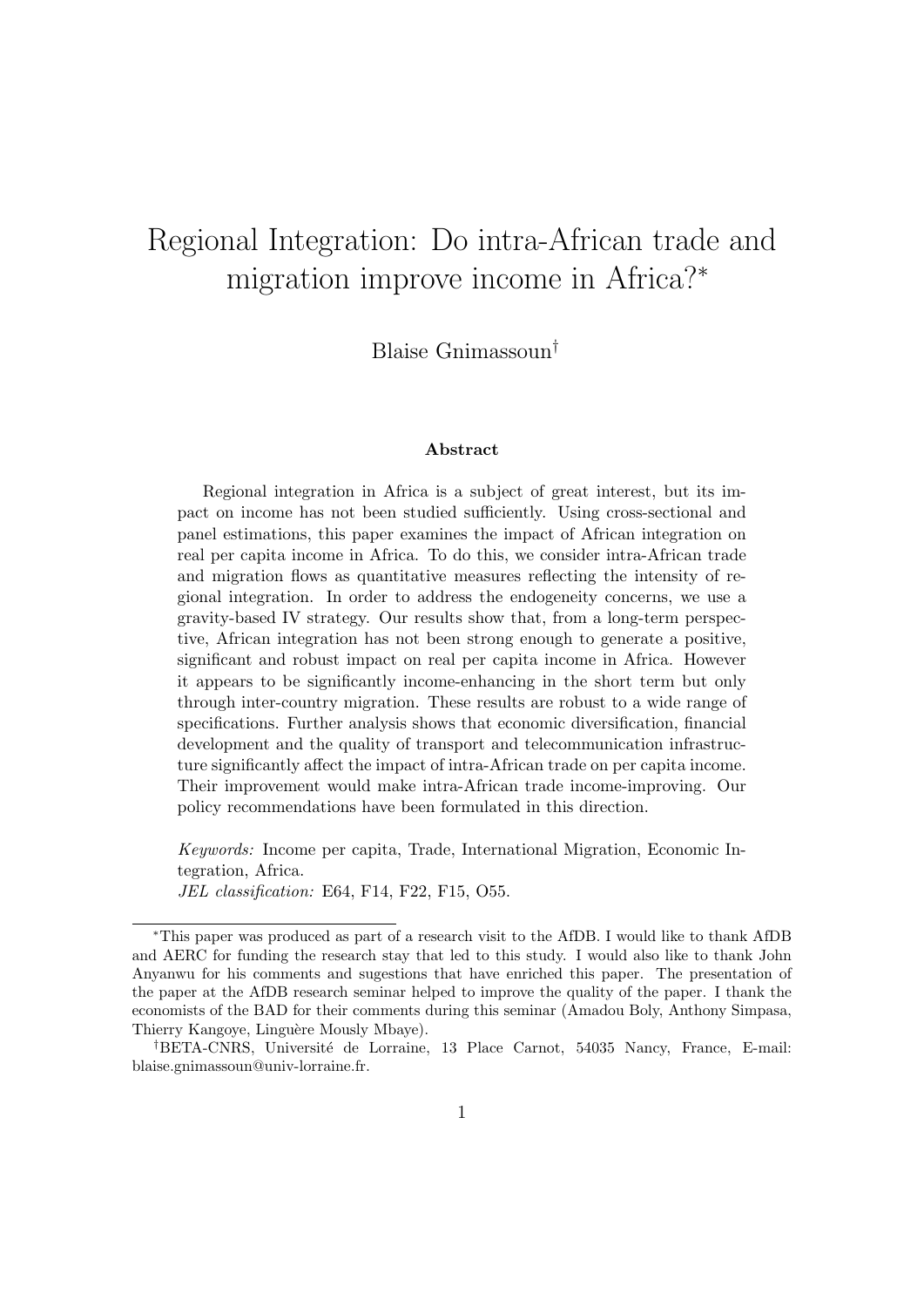# Regional Integration: Do intra-African trade and migration improve income in Africa?*

Blaise Gnimassoun[†]

### Abstract

Regional integration in Africa is a subject of great interest, but its impact on income has not been studied sufficiently. Using cross-sectional and panel estimations, this paper examines the impact of African integration on real per capita income in Africa. To do this, we consider intra-African trade and migration flows as quantitative measures reflecting the intensity of regional integration. In order to address the endogeneity concerns, we use a gravity-based IV strategy. Our results show that, from a long-term perspective, African integration has not been strong enough to generate a positive, significant and robust impact on real per capita income in Africa. However it appears to be significantly income-enhancing in the short term but only through inter-country migration. These results are robust to a wide range of specifications. Further analysis shows that economic diversification, financial development and the quality of transport and telecommunication infrastructure significantly affect the impact of intra-African trade on per capita income. Their improvement would make intra-African trade income-improving. Our policy recommendations have been formulated in this direction.

*Keywords:* Income per capita, Trade, International Migration, Economic Integration, Africa.
*JEL classification:* E64, F14, F22, F15, O55.

---

*This paper was produced as part of a research visit to the AfDB. I would like to thank AfDB and AERC for funding the research stay that led to this study. I would also like to thank John Anyanwu for his comments and sugestions that have enriched this paper. The presentation of the paper at the AfDB research seminar helped to improve the quality of the paper. I thank the economists of the BAD for their comments during this seminar (Amadou Boly, Anthony Simpasa, Thierry Kangoye, Linguère Mously Mbaye).

[†]BETA-CNRS, Université de Lorraine, 13 Place Carnot, 54035 Nancy, France, E-mail: blaise.gnimassoun@univ-lorraine.fr.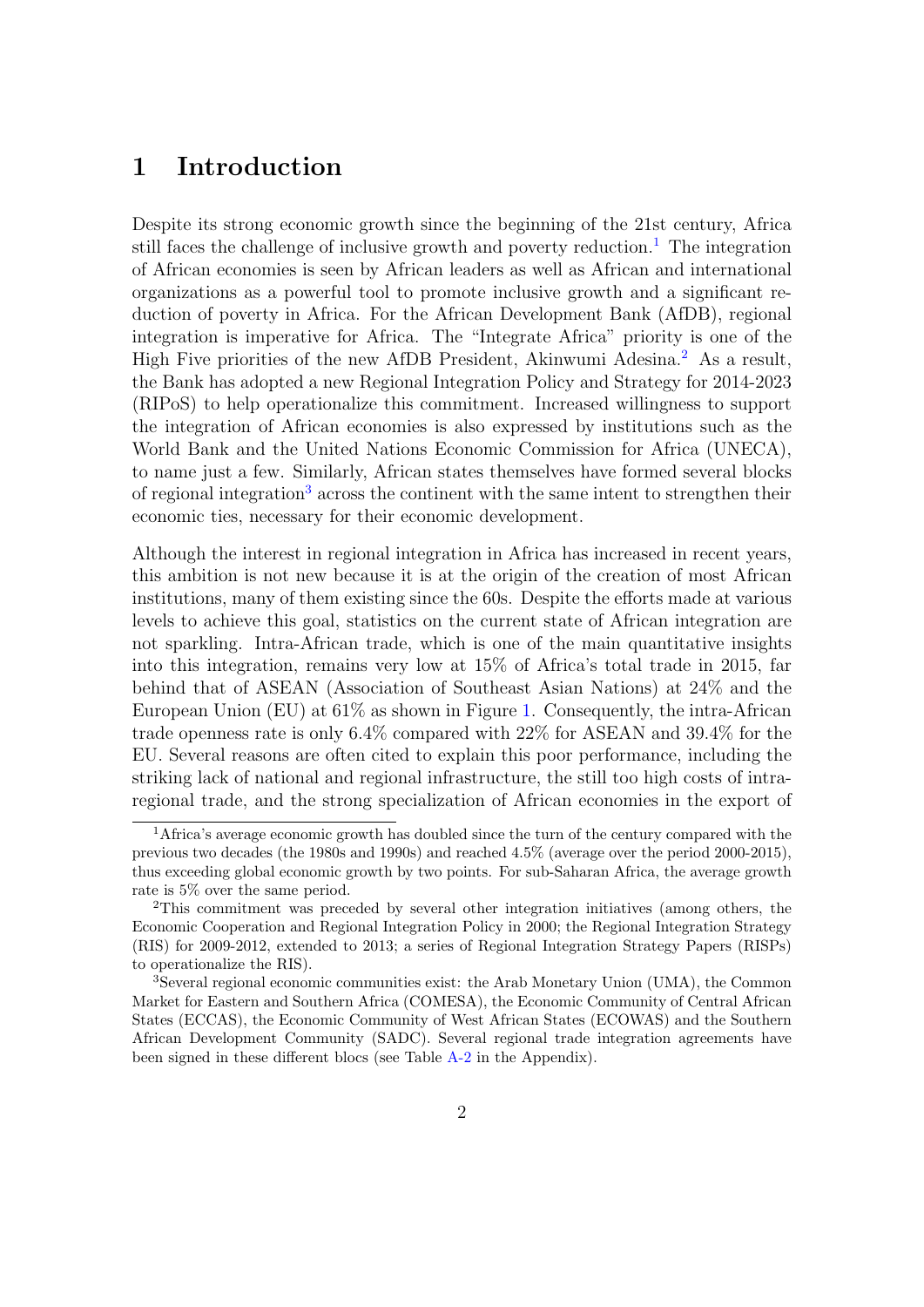# 1 Introduction

Despite its strong economic growth since the beginning of the 21st century, Africa still faces the challenge of inclusive growth and poverty reduction.[1] The integration of African economies is seen by African leaders as well as African and international organizations as a powerful tool to promote inclusive growth and a significant reduction of poverty in Africa. For the African Development Bank (AfDB), regional integration is imperative for Africa. The "Integrate Africa" priority is one of the High Five priorities of the new AfDB President, Akinwumi Adesina.[2] As a result, the Bank has adopted a new Regional Integration Policy and Strategy for 2014-2023 (RIPoS) to help operationalize this commitment. Increased willingness to support the integration of African economies is also expressed by institutions such as the World Bank and the United Nations Economic Commission for Africa (UNECA), to name just a few. Similarly, African states themselves have formed several blocks of regional integration[3] across the continent with the same intent to strengthen their economic ties, necessary for their economic development.

Although the interest in regional integration in Africa has increased in recent years, this ambition is not new because it is at the origin of the creation of most African institutions, many of them existing since the 60s. Despite the efforts made at various levels to achieve this goal, statistics on the current state of African integration are not sparkling. Intra-African trade, which is one of the main quantitative insights into this integration, remains very low at 15% of Africa's total trade in 2015, far behind that of ASEAN (Association of Southeast Asian Nations) at 24% and the European Union (EU) at 61% as shown in Figure 1. Consequently, the intra-African trade openness rate is only 6.4% compared with 22% for ASEAN and 39.4% for the EU. Several reasons are often cited to explain this poor performance, including the striking lack of national and regional infrastructure, the still too high costs of intra-regional trade, and the strong specialization of African economies in the export of

[1] Africa's average economic growth has doubled since the turn of the century compared with the previous two decades (the 1980s and 1990s) and reached 4.5% (average over the period 2000-2015), thus exceeding global economic growth by two points. For sub-Saharan Africa, the average growth rate is 5% over the same period.

[2] This commitment was preceded by several other integration initiatives (among others, the Economic Cooperation and Regional Integration Policy in 2000; the Regional Integration Strategy (RIS) for 2009-2012, extended to 2013; a series of Regional Integration Strategy Papers (RISPs) to operationalize the RIS).

[3] Several regional economic communities exist: the Arab Monetary Union (UMA), the Common Market for Eastern and Southern Africa (COMESA), the Economic Community of Central African States (ECCAS), the Economic Community of West African States (ECOWAS) and the Southern African Development Community (SADC). Several regional trade integration agreements have been signed in these different blocs (see Table A-2 in the Appendix).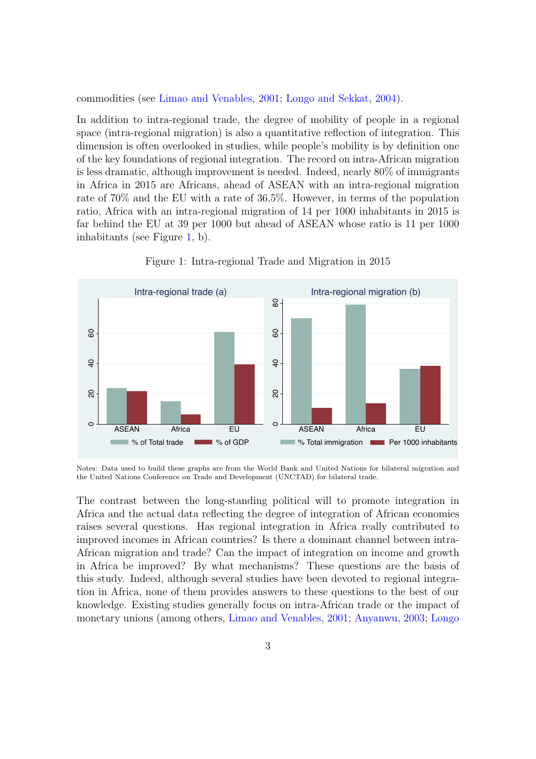commodities (see Limao and Venables, 2001; Longo and Sekkat, 2004).

In addition to intra-regional trade, the degree of mobility of people in a regional space (intra-regional migration) is also a quantitative reflection of integration. This dimension is often overlooked in studies, while people's mobility is by definition one of the key foundations of regional integration. The record on intra-African migration is less dramatic, although improvement is needed. Indeed, nearly 80% of immigrants in Africa in 2015 are Africans, ahead of ASEAN with an intra-regional migration rate of 70% and the EU with a rate of 36.5%. However, in terms of the population ratio, Africa with an intra-regional migration of 14 per 1000 inhabitants in 2015 is far behind the EU at 39 per 1000 but ahead of ASEAN whose ratio is 11 per 1000 inhabitants (see Figure 1, b).

Figure 1: Intra-regional Trade and Migration in 2015

Notes: Data used to build these graphs are from the World Bank and United Nations for bilateral migration and the United Nations Conference on Trade and Development (UNCTAD) for bilateral trade.

The contrast between the long-standing political will to promote integration in Africa and the actual data reflecting the degree of integration of African economies raises several questions. Has regional integration in Africa really contributed to improved incomes in African countries? Is there a dominant channel between intra-African migration and trade? Can the impact of integration on income and growth in Africa be improved? By what mechanisms? These questions are the basis of this study. Indeed, although several studies have been devoted to regional integration in Africa, none of them provides answers to these questions to the best of our knowledge. Existing studies generally focus on intra-African trade or the impact of monetary unions (among others, Limao and Venables, 2001; Anyanwu, 2003; Longo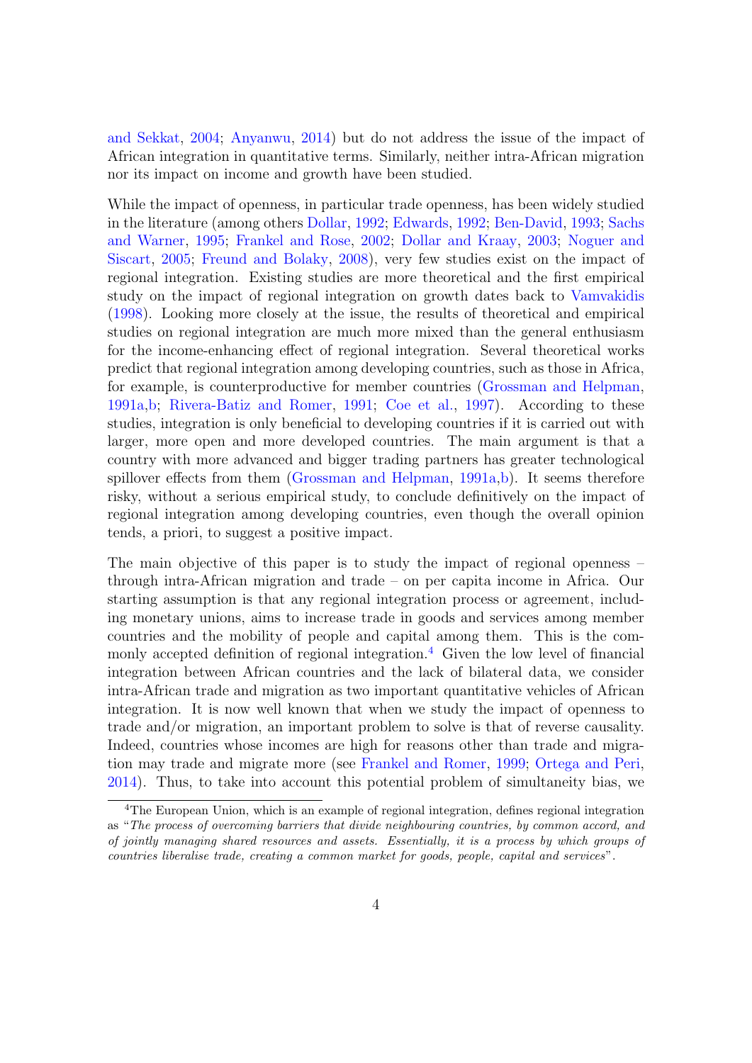and Sekkat, 2004; Anyanwu, 2014) but do not address the issue of the impact of African integration in quantitative terms. Similarly, neither intra-African migration nor its impact on income and growth have been studied.

While the impact of openness, in particular trade openness, has been widely studied in the literature (among others Dollar, 1992; Edwards, 1992; Ben-David, 1993; Sachs and Warner, 1995; Frankel and Rose, 2002; Dollar and Kraay, 2003; Noguer and Siscart, 2005; Freund and Bolaky, 2008), very few studies exist on the impact of regional integration. Existing studies are more theoretical and the first empirical study on the impact of regional integration on growth dates back to Vamvakidis (1998). Looking more closely at the issue, the results of theoretical and empirical studies on regional integration are much more mixed than the general enthusiasm for the income-enhancing effect of regional integration. Several theoretical works predict that regional integration among developing countries, such as those in Africa, for example, is counterproductive for member countries (Grossman and Helpman, 1991a,b; Rivera-Batiz and Romer, 1991; Coe et al., 1997). According to these studies, integration is only beneficial to developing countries if it is carried out with larger, more open and more developed countries. The main argument is that a country with more advanced and bigger trading partners has greater technological spillover effects from them (Grossman and Helpman, 1991a,b). It seems therefore risky, without a serious empirical study, to conclude definitively on the impact of regional integration among developing countries, even though the overall opinion tends, a priori, to suggest a positive impact.

The main objective of this paper is to study the impact of regional openness – through intra-African migration and trade – on per capita income in Africa. Our starting assumption is that any regional integration process or agreement, including monetary unions, aims to increase trade in goods and services among member countries and the mobility of people and capital among them. This is the commonly accepted definition of regional integration.[4] Given the low level of financial integration between African countries and the lack of bilateral data, we consider intra-African trade and migration as two important quantitative vehicles of African integration. It is now well known that when we study the impact of openness to trade and/or migration, an important problem to solve is that of reverse causality. Indeed, countries whose incomes are high for reasons other than trade and migration may trade and migrate more (see Frankel and Romer, 1999; Ortega and Peri, 2014). Thus, to take into account this potential problem of simultaneity bias, we

[4] The European Union, which is an example of regional integration, defines regional integration as "*The process of overcoming barriers that divide neighbouring countries, by common accord, and of jointly managing shared resources and assets. Essentially, it is a process by which groups of countries liberalise trade, creating a common market for goods, people, capital and services*".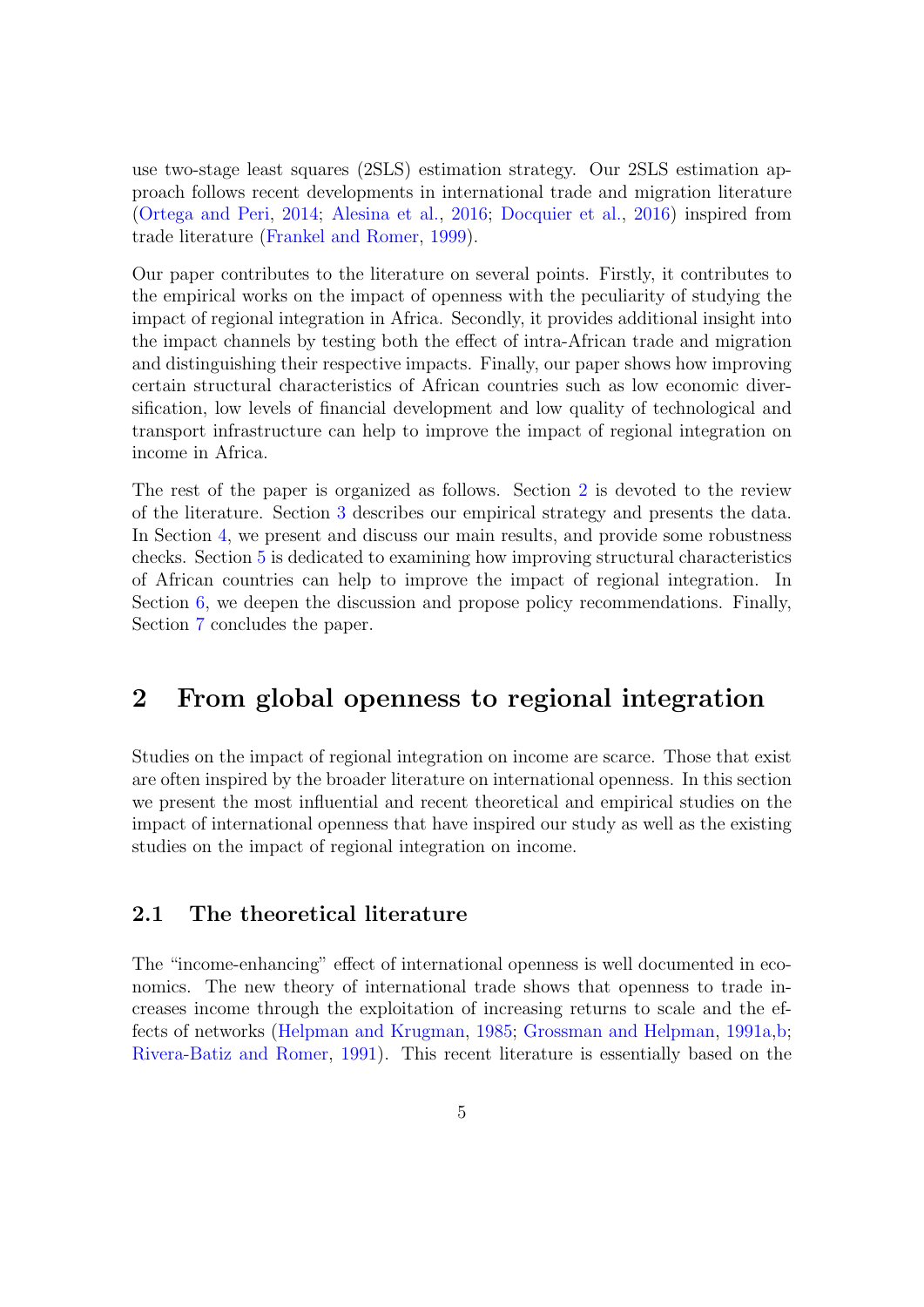use two-stage least squares (2SLS) estimation strategy. Our 2SLS estimation approach follows recent developments in international trade and migration literature (Ortega and Peri, 2014; Alesina et al., 2016; Docquier et al., 2016) inspired from trade literature (Frankel and Romer, 1999).

Our paper contributes to the literature on several points. Firstly, it contributes to the empirical works on the impact of openness with the peculiarity of studying the impact of regional integration in Africa. Secondly, it provides additional insight into the impact channels by testing both the effect of intra-African trade and migration and distinguishing their respective impacts. Finally, our paper shows how improving certain structural characteristics of African countries such as low economic diversification, low levels of financial development and low quality of technological and transport infrastructure can help to improve the impact of regional integration on income in Africa.

The rest of the paper is organized as follows. Section 2 is devoted to the review of the literature. Section 3 describes our empirical strategy and presents the data. In Section 4, we present and discuss our main results, and provide some robustness checks. Section 5 is dedicated to examining how improving structural characteristics of African countries can help to improve the impact of regional integration. In Section 6, we deepen the discussion and propose policy recommendations. Finally, Section 7 concludes the paper.

# 2 From global openness to regional integration

Studies on the impact of regional integration on income are scarce. Those that exist are often inspired by the broader literature on international openness. In this section we present the most influential and recent theoretical and empirical studies on the impact of international openness that have inspired our study as well as the existing studies on the impact of regional integration on income.

## 2.1 The theoretical literature

The "income-enhancing" effect of international openness is well documented in economics. The new theory of international trade shows that openness to trade increases income through the exploitation of increasing returns to scale and the effects of networks (Helpman and Krugman, 1985; Grossman and Helpman, 1991a,b; Rivera-Batiz and Romer, 1991). This recent literature is essentially based on the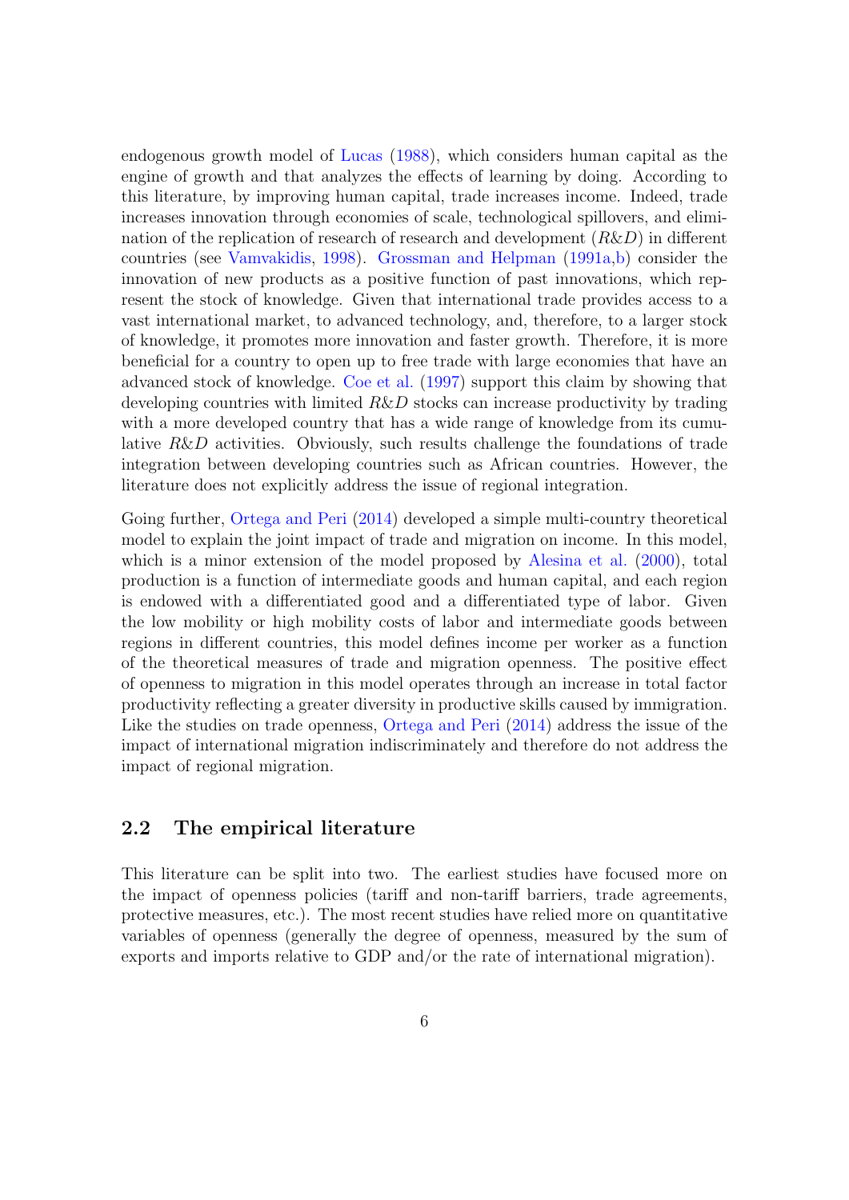endogenous growth model of Lucas (1988), which considers human capital as the engine of growth and that analyzes the effects of learning by doing. According to this literature, by improving human capital, trade increases income. Indeed, trade increases innovation through economies of scale, technological spillovers, and elimination of the replication of research of research and development ($R\&D$) in different countries (see Vamvakidis, 1998). Grossman and Helpman (1991a,b) consider the innovation of new products as a positive function of past innovations, which represent the stock of knowledge. Given that international trade provides access to a vast international market, to advanced technology, and, therefore, to a larger stock of knowledge, it promotes more innovation and faster growth. Therefore, it is more beneficial for a country to open up to free trade with large economies that have an advanced stock of knowledge. Coe et al. (1997) support this claim by showing that developing countries with limited $R\&D$ stocks can increase productivity by trading with a more developed country that has a wide range of knowledge from its cumulative $R\&D$ activities. Obviously, such results challenge the foundations of trade integration between developing countries such as African countries. However, the literature does not explicitly address the issue of regional integration.

Going further, Ortega and Peri (2014) developed a simple multi-country theoretical model to explain the joint impact of trade and migration on income. In this model, which is a minor extension of the model proposed by Alesina et al. (2000), total production is a function of intermediate goods and human capital, and each region is endowed with a differentiated good and a differentiated type of labor. Given the low mobility or high mobility costs of labor and intermediate goods between regions in different countries, this model defines income per worker as a function of the theoretical measures of trade and migration openness. The positive effect of openness to migration in this model operates through an increase in total factor productivity reflecting a greater diversity in productive skills caused by immigration. Like the studies on trade openness, Ortega and Peri (2014) address the issue of the impact of international migration indiscriminately and therefore do not address the impact of regional migration.

## 2.2 The empirical literature

This literature can be split into two. The earliest studies have focused more on the impact of openness policies (tariff and non-tariff barriers, trade agreements, protective measures, etc.). The most recent studies have relied more on quantitative variables of openness (generally the degree of openness, measured by the sum of exports and imports relative to GDP and/or the rate of international migration).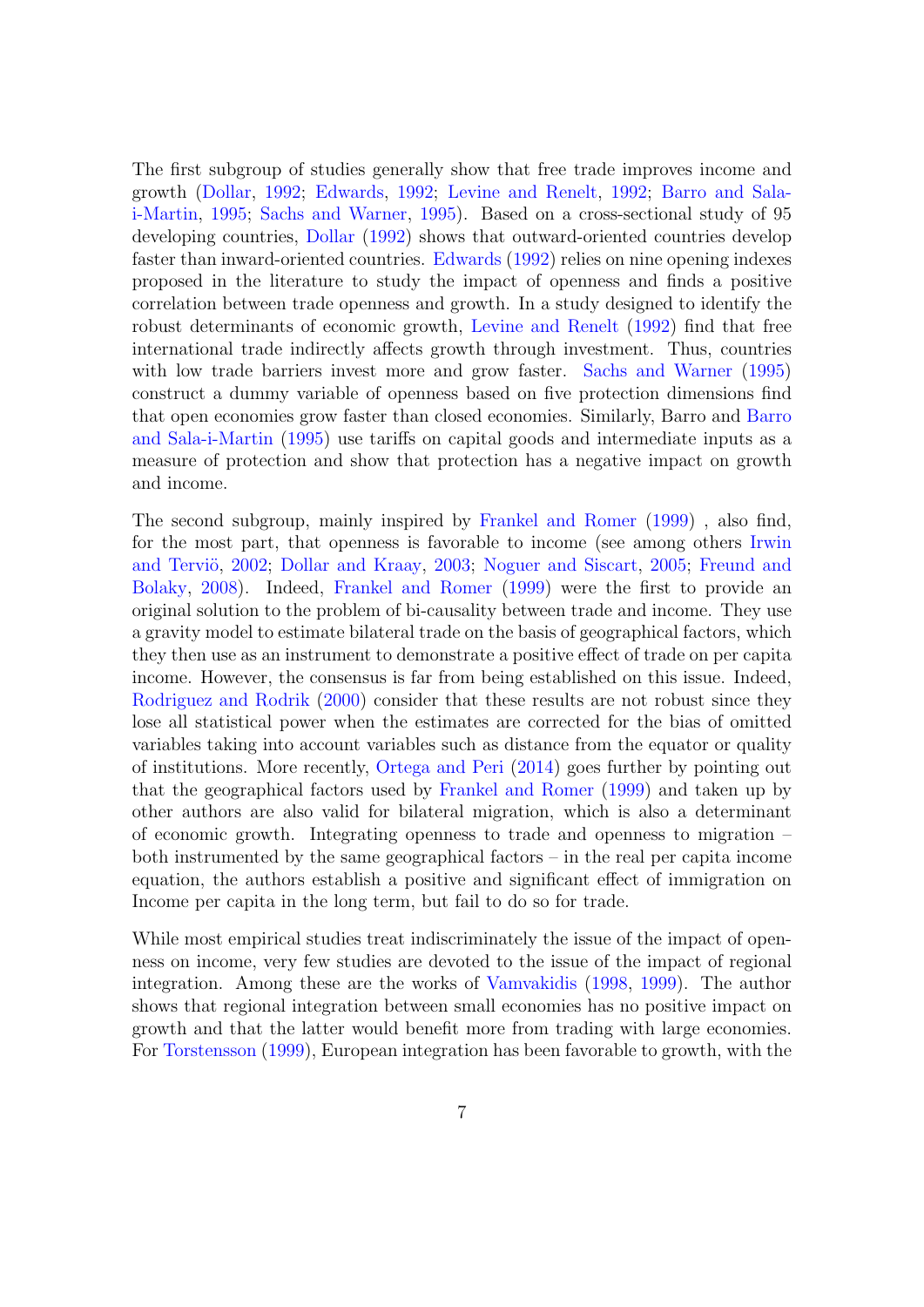The first subgroup of studies generally show that free trade improves income and growth (Dollar, 1992; Edwards, 1992; Levine and Renelt, 1992; Barro and Sala-i-Martin, 1995; Sachs and Warner, 1995). Based on a cross-sectional study of 95 developing countries, Dollar (1992) shows that outward-oriented countries develop faster than inward-oriented countries. Edwards (1992) relies on nine opening indexes proposed in the literature to study the impact of openness and finds a positive correlation between trade openness and growth. In a study designed to identify the robust determinants of economic growth, Levine and Renelt (1992) find that free international trade indirectly affects growth through investment. Thus, countries with low trade barriers invest more and grow faster. Sachs and Warner (1995) construct a dummy variable of openness based on five protection dimensions find that open economies grow faster than closed economies. Similarly, Barro and Barro and Sala-i-Martin (1995) use tariffs on capital goods and intermediate inputs as a measure of protection and show that protection has a negative impact on growth and income.

The second subgroup, mainly inspired by Frankel and Romer (1999) , also find, for the most part, that openness is favorable to income (see among others Irwin and Terviö, 2002; Dollar and Kraay, 2003; Noguer and Siscart, 2005; Freund and Bolaky, 2008). Indeed, Frankel and Romer (1999) were the first to provide an original solution to the problem of bi-causality between trade and income. They use a gravity model to estimate bilateral trade on the basis of geographical factors, which they then use as an instrument to demonstrate a positive effect of trade on per capita income. However, the consensus is far from being established on this issue. Indeed, Rodriguez and Rodrik (2000) consider that these results are not robust since they lose all statistical power when the estimates are corrected for the bias of omitted variables taking into account variables such as distance from the equator or quality of institutions. More recently, Ortega and Peri (2014) goes further by pointing out that the geographical factors used by Frankel and Romer (1999) and taken up by other authors are also valid for bilateral migration, which is also a determinant of economic growth. Integrating openness to trade and openness to migration – both instrumented by the same geographical factors – in the real per capita income equation, the authors establish a positive and significant effect of immigration on Income per capita in the long term, but fail to do so for trade.

While most empirical studies treat indiscriminately the issue of the impact of openness on income, very few studies are devoted to the issue of the impact of regional integration. Among these are the works of Vamvakidis (1998, 1999). The author shows that regional integration between small economies has no positive impact on growth and that the latter would benefit more from trading with large economies. For Torstensson (1999), European integration has been favorable to growth, with the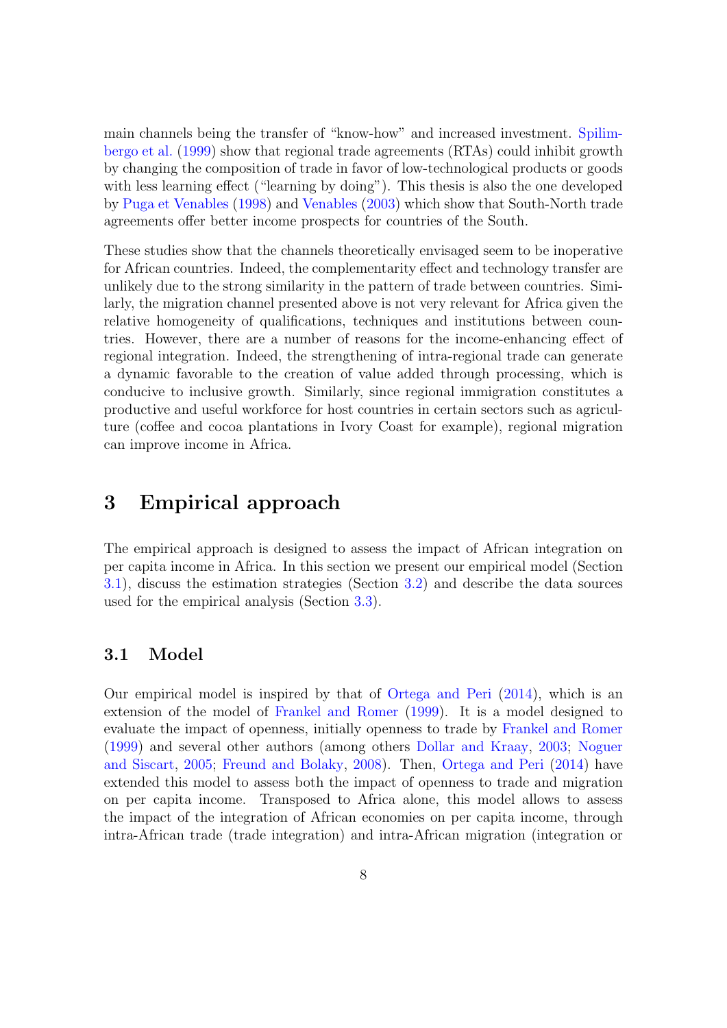main channels being the transfer of "know-how" and increased investment. Spilimbergo et al. (1999) show that regional trade agreements (RTAs) could inhibit growth by changing the composition of trade in favor of low-technological products or goods with less learning effect ("learning by doing"). This thesis is also the one developed by Puga et Venables (1998) and Venables (2003) which show that South-North trade agreements offer better income prospects for countries of the South.

These studies show that the channels theoretically envisaged seem to be inoperative for African countries. Indeed, the complementarity effect and technology transfer are unlikely due to the strong similarity in the pattern of trade between countries. Similarly, the migration channel presented above is not very relevant for Africa given the relative homogeneity of qualifications, techniques and institutions between countries. However, there are a number of reasons for the income-enhancing effect of regional integration. Indeed, the strengthening of intra-regional trade can generate a dynamic favorable to the creation of value added through processing, which is conducive to inclusive growth. Similarly, since regional immigration constitutes a productive and useful workforce for host countries in certain sectors such as agriculture (coffee and cocoa plantations in Ivory Coast for example), regional migration can improve income in Africa.

# 3 Empirical approach

The empirical approach is designed to assess the impact of African integration on per capita income in Africa. In this section we present our empirical model (Section 3.1), discuss the estimation strategies (Section 3.2) and describe the data sources used for the empirical analysis (Section 3.3).

## 3.1 Model

Our empirical model is inspired by that of Ortega and Peri (2014), which is an extension of the model of Frankel and Romer (1999). It is a model designed to evaluate the impact of openness, initially openness to trade by Frankel and Romer (1999) and several other authors (among others Dollar and Kraay, 2003; Noguer and Siscart, 2005; Freund and Bolaky, 2008). Then, Ortega and Peri (2014) have extended this model to assess both the impact of openness to trade and migration on per capita income. Transposed to Africa alone, this model allows to assess the impact of the integration of African economies on per capita income, through intra-African trade (trade integration) and intra-African migration (integration or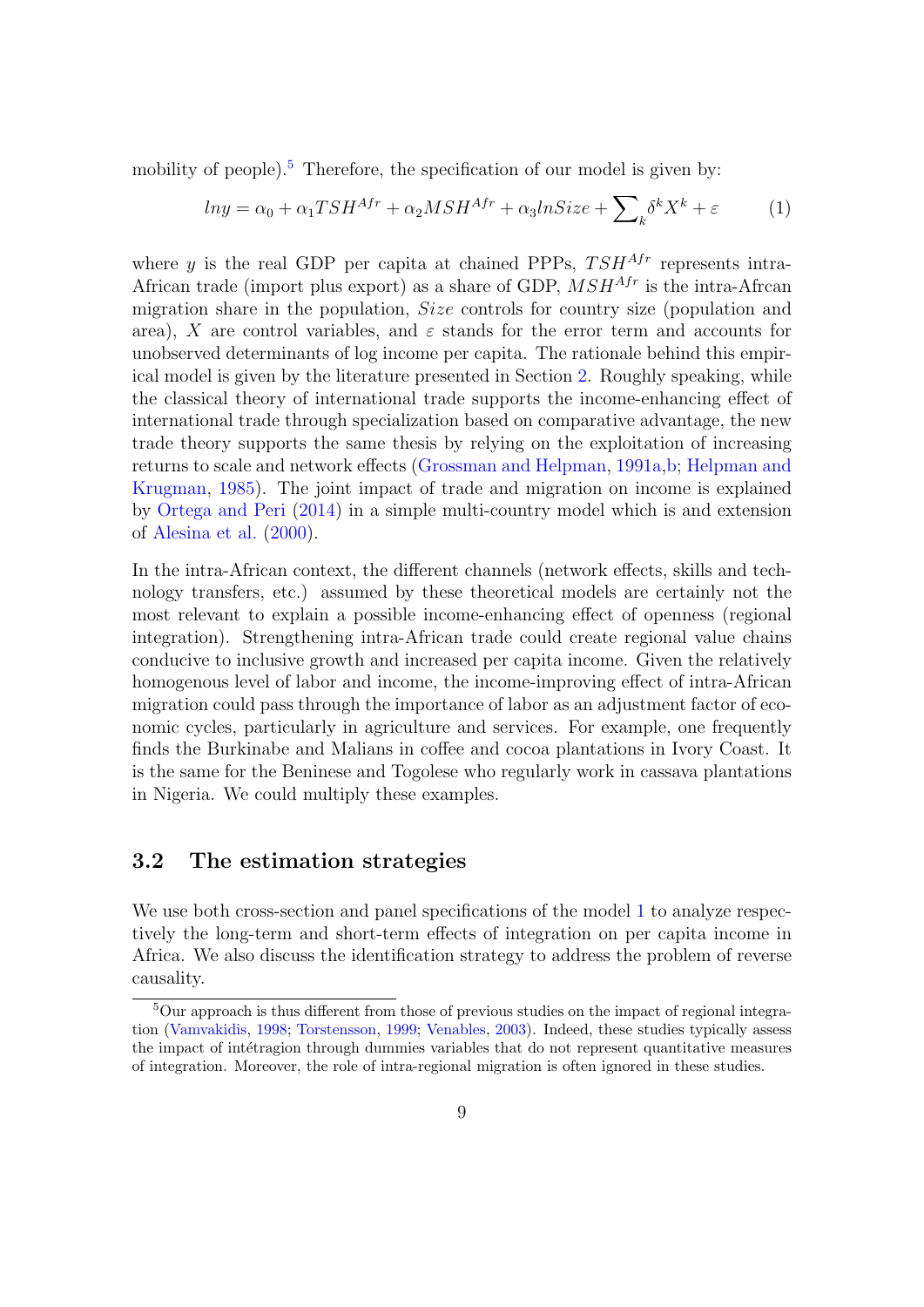mobility of people).[5] Therefore, the specification of our model is given by:

$$lny = \alpha_0 + \alpha_1 TSH^{Afr} + \alpha_2 MSH^{Afr} + \alpha_3 lnSize + \sum_k \delta^k X^k + \varepsilon \qquad (1)$$

where $y$ is the real GDP per capita at chained PPPs, $TSH^{Afr}$ represents intra-African trade (import plus export) as a share of GDP, $MSH^{Afr}$ is the intra-Afrcan migration share in the population, $Size$ controls for country size (population and area), $X$ are control variables, and $\varepsilon$ stands for the error term and accounts for unobserved determinants of log income per capita. The rationale behind this empirical model is given by the literature presented in Section 2. Roughly speaking, while the classical theory of international trade supports the income-enhancing effect of international trade through specialization based on comparative advantage, the new trade theory supports the same thesis by relying on the exploitation of increasing returns to scale and network effects (Grossman and Helpman, 1991a,b; Helpman and Krugman, 1985). The joint impact of trade and migration on income is explained by Ortega and Peri (2014) in a simple multi-country model which is and extension of Alesina et al. (2000).

In the intra-African context, the different channels (network effects, skills and technology transfers, etc.) assumed by these theoretical models are certainly not the most relevant to explain a possible income-enhancing effect of openness (regional integration). Strengthening intra-African trade could create regional value chains conducive to inclusive growth and increased per capita income. Given the relatively homogenous level of labor and income, the income-improving effect of intra-African migration could pass through the importance of labor as an adjustment factor of economic cycles, particularly in agriculture and services. For example, one frequently finds the Burkinabe and Malians in coffee and cocoa plantations in Ivory Coast. It is the same for the Beninese and Togolese who regularly work in cassava plantations in Nigeria. We could multiply these examples.

## 3.2 The estimation strategies

We use both cross-section and panel specifications of the model 1 to analyze respectively the long-term and short-term effects of integration on per capita income in Africa. We also discuss the identification strategy to address the problem of reverse causality.

[5] Our approach is thus different from those of previous studies on the impact of regional integration (Vamvakidis, 1998; Torstensson, 1999; Venables, 2003). Indeed, these studies typically assess the impact of intétragion through dummies variables that do not represent quantitative measures of integration. Moreover, the role of intra-regional migration is often ignored in these studies.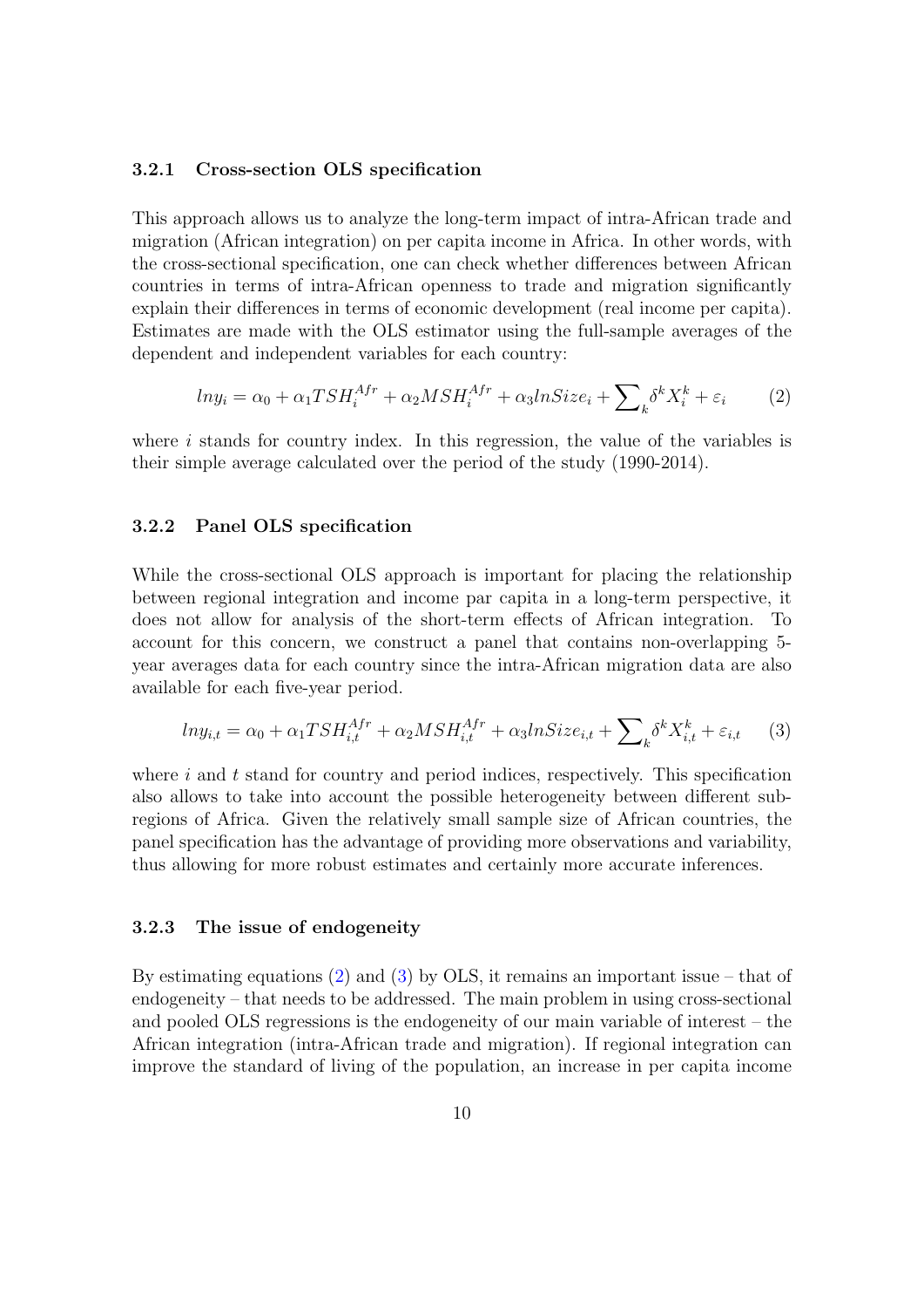#### 3.2.1 Cross-section OLS specification

This approach allows us to analyze the long-term impact of intra-African trade and migration (African integration) on per capita income in Africa. In other words, with the cross-sectional specification, one can check whether differences between African countries in terms of intra-African openness to trade and migration significantly explain their differences in terms of economic development (real income per capita). Estimates are made with the OLS estimator using the full-sample averages of the dependent and independent variables for each country:

$$lny_i = \alpha_0 + \alpha_1 TSH_i^{Afr} + \alpha_2 MSH_i^{Afr} + \alpha_3 lnSize_i + \sum\nolimits_k \delta^k X_i^k + \varepsilon_i \qquad (2)$$

where $i$ stands for country index. In this regression, the value of the variables is their simple average calculated over the period of the study (1990-2014).

#### 3.2.2 Panel OLS specification

While the cross-sectional OLS approach is important for placing the relationship between regional integration and income par capita in a long-term perspective, it does not allow for analysis of the short-term effects of African integration. To account for this concern, we construct a panel that contains non-overlapping 5-year averages data for each country since the intra-African migration data are also available for each five-year period.

$$lny_{i,t} = \alpha_0 + \alpha_1 TSH_{i,t}^{Afr} + \alpha_2 MSH_{i,t}^{Afr} + \alpha_3 lnSize_{i,t} + \sum\nolimits_k \delta^k X_{i,t}^k + \varepsilon_{i,t} \qquad (3)$$

where $i$ and $t$ stand for country and period indices, respectively. This specification also allows to take into account the possible heterogeneity between different sub-regions of Africa. Given the relatively small sample size of African countries, the panel specification has the advantage of providing more observations and variability, thus allowing for more robust estimates and certainly more accurate inferences.

#### 3.2.3 The issue of endogeneity

By estimating equations (2) and (3) by OLS, it remains an important issue – that of endogeneity – that needs to be addressed. The main problem in using cross-sectional and pooled OLS regressions is the endogeneity of our main variable of interest – the African integration (intra-African trade and migration). If regional integration can improve the standard of living of the population, an increase in per capita income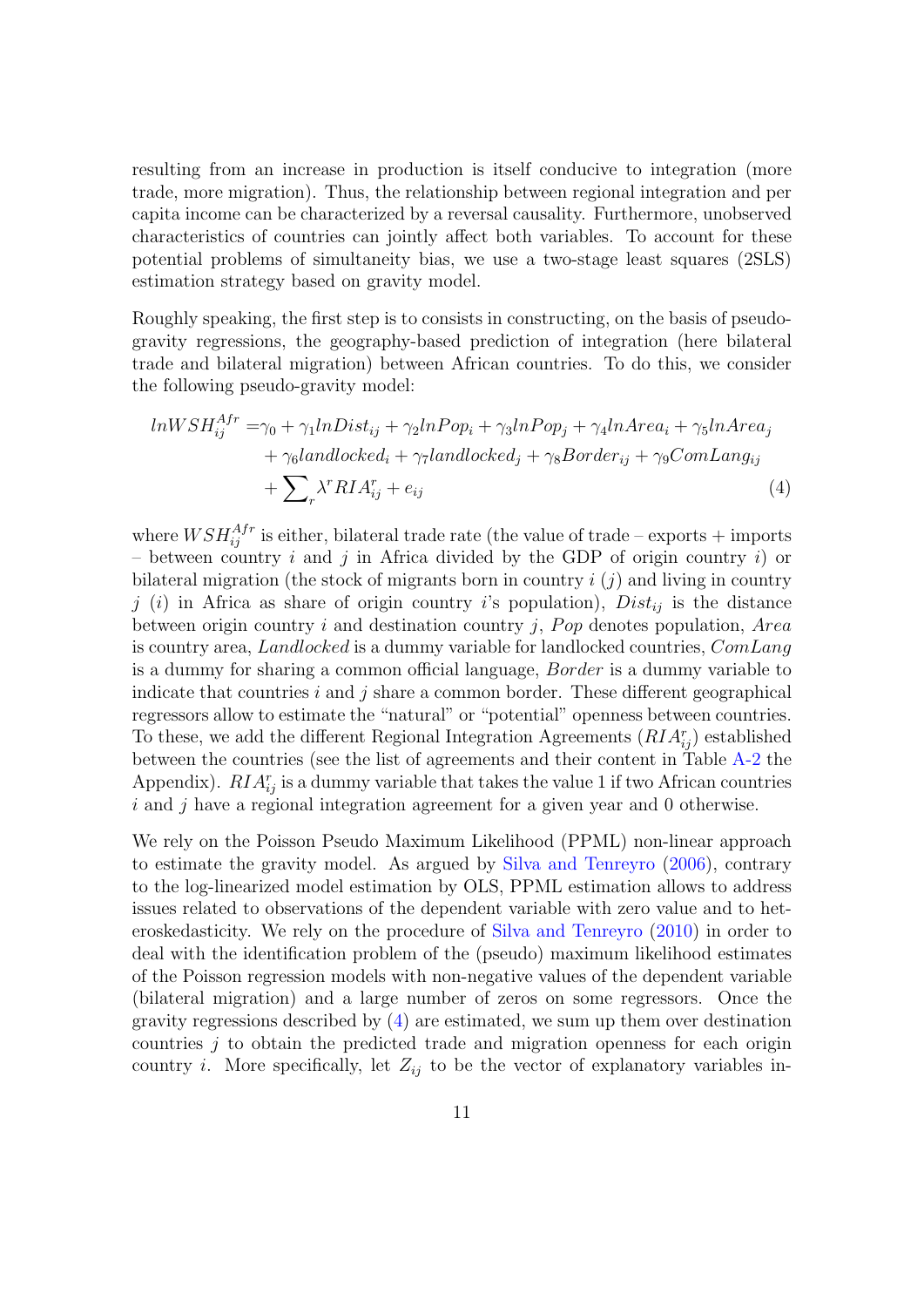resulting from an increase in production is itself conducive to integration (more trade, more migration). Thus, the relationship between regional integration and per capita income can be characterized by a reversal causality. Furthermore, unobserved characteristics of countries can jointly affect both variables. To account for these potential problems of simultaneity bias, we use a two-stage least squares (2SLS) estimation strategy based on gravity model.

Roughly speaking, the first step is to consists in constructing, on the basis of pseudo-gravity regressions, the geography-based prediction of integration (here bilateral trade and bilateral migration) between African countries. To do this, we consider the following pseudo-gravity model:

$$
\begin{aligned}
lnWSH_{ij}^{Afr} =& \gamma_0 + \gamma_1 lnDist_{ij} + \gamma_2 lnPop_i + \gamma_3 lnPop_j + \gamma_4 lnArea_i + \gamma_5 lnArea_j \\
&+ \gamma_6 landlocked_i + \gamma_7 landlocked_j + \gamma_8 Border_{ij} + \gamma_9 ComLang_{ij} \\
&+ \sum_r \lambda^r RIA_{ij}^r + e_{ij} \qquad (4)
\end{aligned}
$$

where $WSH_{ij}^{Afr}$ is either, bilateral trade rate (the value of trade – exports + imports – between country $i$ and $j$ in Africa divided by the GDP of origin country $i$) or bilateral migration (the stock of migrants born in country $i$ ($j$) and living in country $j$ ($i$) in Africa as share of origin country $i$'s population), $Dist_{ij}$ is the distance between origin country $i$ and destination country $j$, $Pop$ denotes population, $Area$ is country area, $Landlocked$ is a dummy variable for landlocked countries, $ComLang$ is a dummy for sharing a common official language, $Border$ is a dummy variable to indicate that countries $i$ and $j$ share a common border. These different geographical regressors allow to estimate the "natural" or "potential" openness between countries. To these, we add the different Regional Integration Agreements ($RIA_{ij}^r$) established between the countries (see the list of agreements and their content in Table A-2 the Appendix). $RIA_{ij}^r$ is a dummy variable that takes the value 1 if two African countries $i$ and $j$ have a regional integration agreement for a given year and 0 otherwise.

We rely on the Poisson Pseudo Maximum Likelihood (PPML) non-linear approach to estimate the gravity model. As argued by Silva and Tenreyro (2006), contrary to the log-linearized model estimation by OLS, PPML estimation allows to address issues related to observations of the dependent variable with zero value and to heteroskedasticity. We rely on the procedure of Silva and Tenreyro (2010) in order to deal with the identification problem of the (pseudo) maximum likelihood estimates of the Poisson regression models with non-negative values of the dependent variable (bilateral migration) and a large number of zeros on some regressors. Once the gravity regressions described by (4) are estimated, we sum up them over destination countries $j$ to obtain the predicted trade and migration openness for each origin country $i$. More specifically, let $Z_{ij}$ to be the vector of explanatory variables in-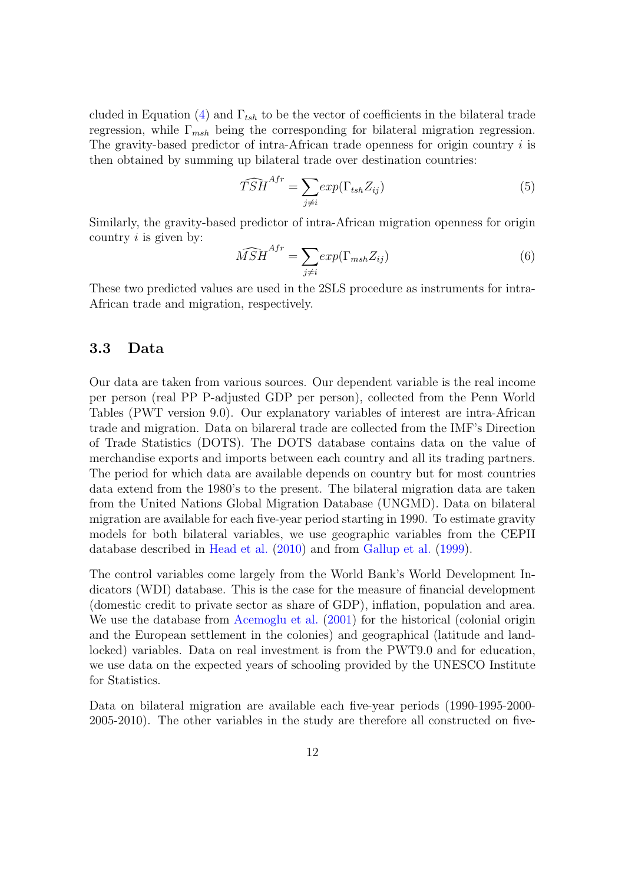cluded in Equation (4) and $\Gamma_{tsh}$ to be the vector of coefficients in the bilateral trade regression, while $\Gamma_{msh}$ being the corresponding for bilateral migration regression. The gravity-based predictor of intra-African trade openness for origin country $i$ is then obtained by summing up bilateral trade over destination countries:

$$\widehat{TSH}^{Afr} = \sum_{j \neq i} exp(\Gamma_{tsh} Z_{ij}) \tag{5}$$

Similarly, the gravity-based predictor of intra-African migration openness for origin country $i$ is given by:

$$\widehat{MSH}^{Afr} = \sum_{j \neq i} exp(\Gamma_{msh} Z_{ij}) \tag{6}$$

These two predicted values are used in the 2SLS procedure as instruments for intra-African trade and migration, respectively.

### 3.3 Data

Our data are taken from various sources. Our dependent variable is the real income per person (real PP P-adjusted GDP per person), collected from the Penn World Tables (PWT version 9.0). Our explanatory variables of interest are intra-African trade and migration. Data on bilareral trade are collected from the IMF's Direction of Trade Statistics (DOTS). The DOTS database contains data on the value of merchandise exports and imports between each country and all its trading partners. The period for which data are available depends on country but for most countries data extend from the 1980's to the present. The bilateral migration data are taken from the United Nations Global Migration Database (UNGMD). Data on bilateral migration are available for each five-year period starting in 1990. To estimate gravity models for both bilateral variables, we use geographic variables from the CEPII database described in Head et al. (2010) and from Gallup et al. (1999).

The control variables come largely from the World Bank's World Development Indicators (WDI) database. This is the case for the measure of financial development (domestic credit to private sector as share of GDP), inflation, population and area. We use the database from Acemoglu et al. (2001) for the historical (colonial origin and the European settlement in the colonies) and geographical (latitude and landlocked) variables. Data on real investment is from the PWT9.0 and for education, we use data on the expected years of schooling provided by the UNESCO Institute for Statistics.

Data on bilateral migration are available each five-year periods (1990-1995-2000-2005-2010). The other variables in the study are therefore all constructed on five-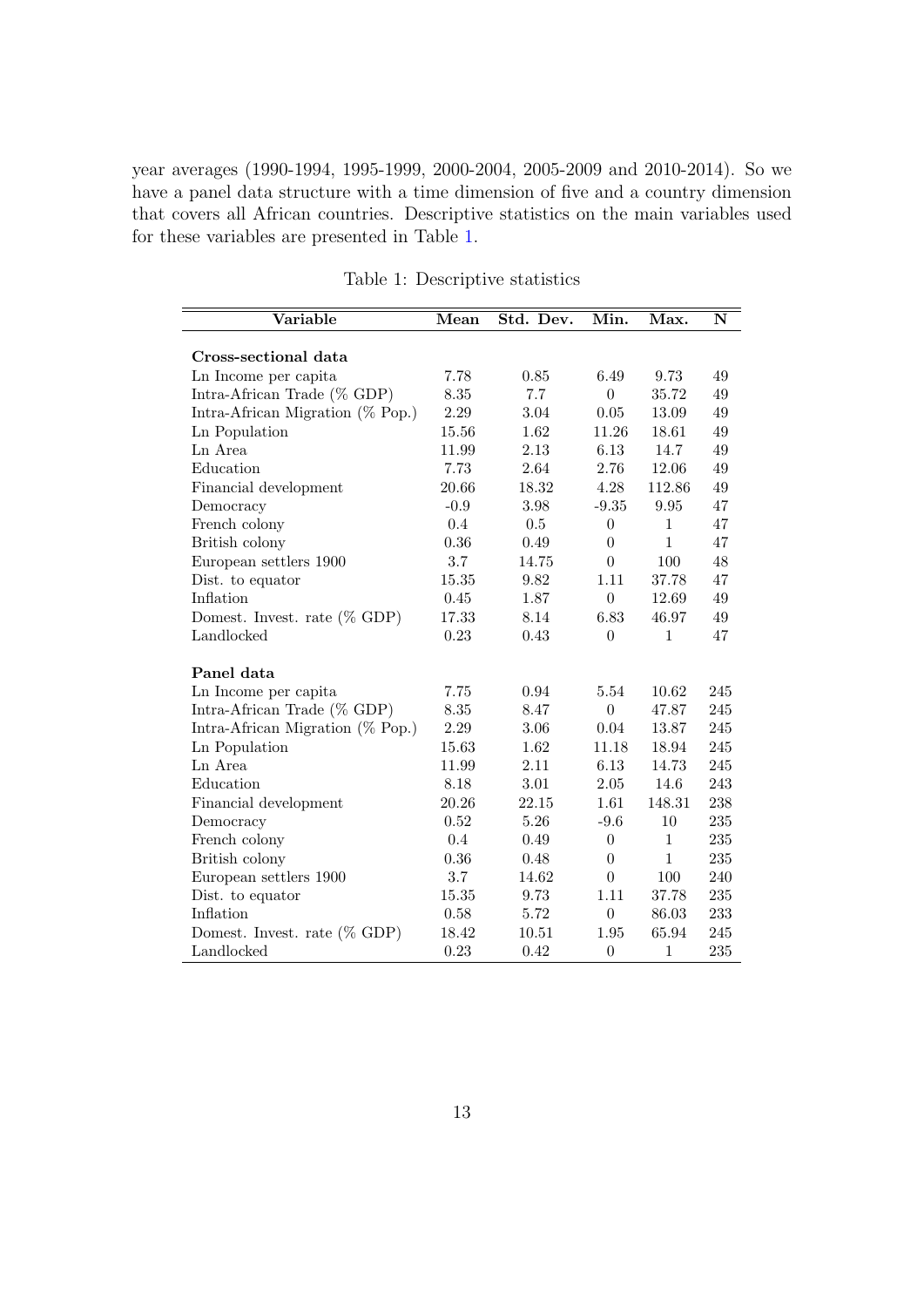year averages (1990-1994, 1995-1999, 2000-2004, 2005-2009 and 2010-2014). So we have a panel data structure with a time dimension of five and a country dimension that covers all African countries. Descriptive statistics on the main variables used for these variables are presented in Table 1.

Table 1: Descriptive statistics

| Variable | Mean | Std. Dev. | Min. | Max. | N |
|---|---|---|---|---|---|
| **Cross-sectional data** | | | | | |
| Ln Income per capita | 7.78 | 0.85 | 6.49 | 9.73 | 49 |
| Intra-African Trade (% GDP) | 8.35 | 7.7 | 0 | 35.72 | 49 |
| Intra-African Migration (% Pop.) | 2.29 | 3.04 | 0.05 | 13.09 | 49 |
| Ln Population | 15.56 | 1.62 | 11.26 | 18.61 | 49 |
| Ln Area | 11.99 | 2.13 | 6.13 | 14.7 | 49 |
| Education | 7.73 | 2.64 | 2.76 | 12.06 | 49 |
| Financial development | 20.66 | 18.32 | 4.28 | 112.86 | 49 |
| Democracy | -0.9 | 3.98 | -9.35 | 9.95 | 47 |
| French colony | 0.4 | 0.5 | 0 | 1 | 47 |
| British colony | 0.36 | 0.49 | 0 | 1 | 47 |
| European settlers 1900 | 3.7 | 14.75 | 0 | 100 | 48 |
| Dist. to equator | 15.35 | 9.82 | 1.11 | 37.78 | 47 |
| Inflation | 0.45 | 1.87 | 0 | 12.69 | 49 |
| Domest. Invest. rate (% GDP) | 17.33 | 8.14 | 6.83 | 46.97 | 49 |
| Landlocked | 0.23 | 0.43 | 0 | 1 | 47 |
| **Panel data** | | | | | |
| Ln Income per capita | 7.75 | 0.94 | 5.54 | 10.62 | 245 |
| Intra-African Trade (% GDP) | 8.35 | 8.47 | 0 | 47.87 | 245 |
| Intra-African Migration (% Pop.) | 2.29 | 3.06 | 0.04 | 13.87 | 245 |
| Ln Population | 15.63 | 1.62 | 11.18 | 18.94 | 245 |
| Ln Area | 11.99 | 2.11 | 6.13 | 14.73 | 245 |
| Education | 8.18 | 3.01 | 2.05 | 14.6 | 243 |
| Financial development | 20.26 | 22.15 | 1.61 | 148.31 | 238 |
| Democracy | 0.52 | 5.26 | -9.6 | 10 | 235 |
| French colony | 0.4 | 0.49 | 0 | 1 | 235 |
| British colony | 0.36 | 0.48 | 0 | 1 | 235 |
| European settlers 1900 | 3.7 | 14.62 | 0 | 100 | 240 |
| Dist. to equator | 15.35 | 9.73 | 1.11 | 37.78 | 235 |
| Inflation | 0.58 | 5.72 | 0 | 86.03 | 233 |
| Domest. Invest. rate (% GDP) | 18.42 | 10.51 | 1.95 | 65.94 | 245 |
| Landlocked | 0.23 | 0.42 | 0 | 1 | 235 |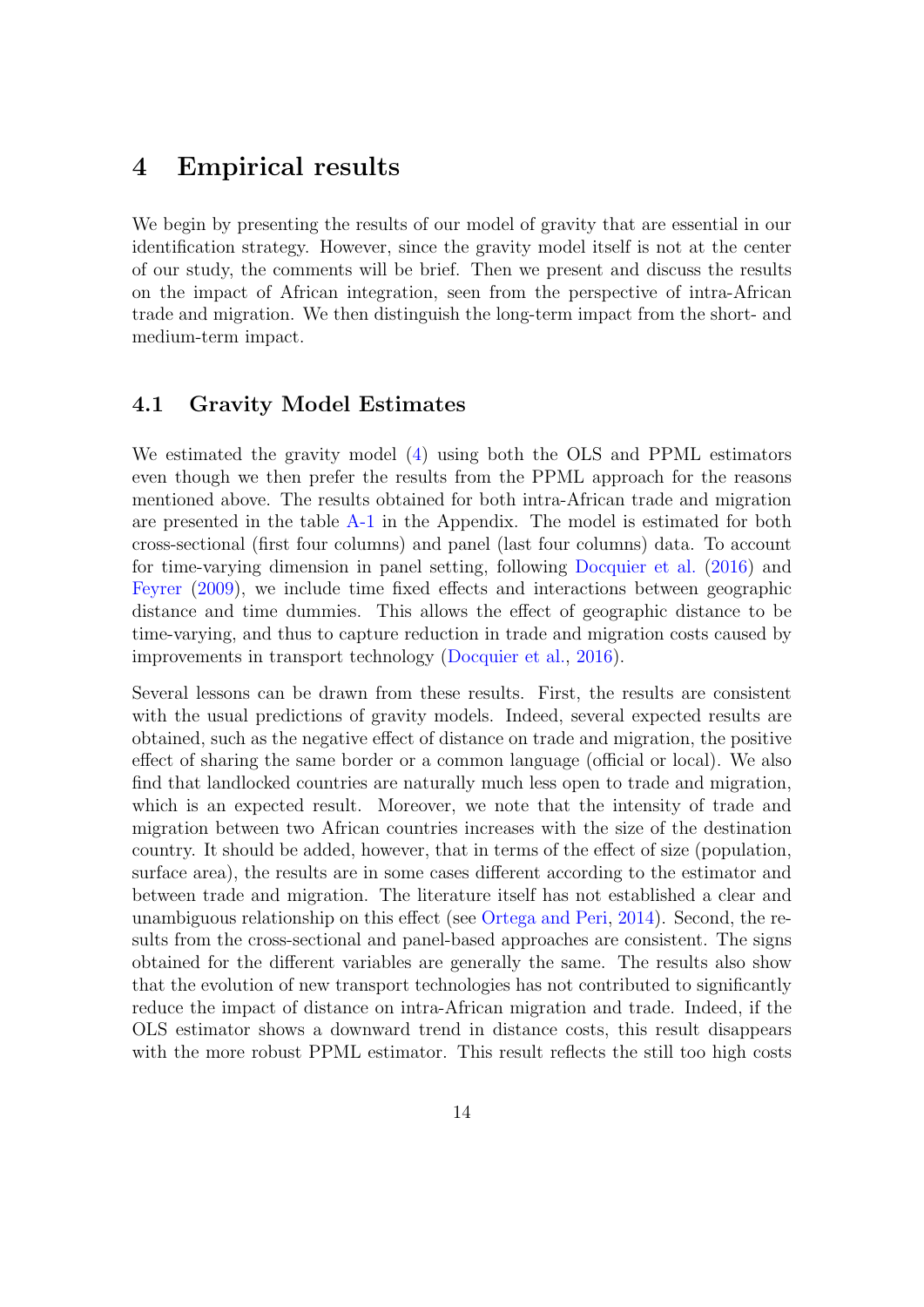# 4 Empirical results

We begin by presenting the results of our model of gravity that are essential in our identification strategy. However, since the gravity model itself is not at the center of our study, the comments will be brief. Then we present and discuss the results on the impact of African integration, seen from the perspective of intra-African trade and migration. We then distinguish the long-term impact from the short- and medium-term impact.

## 4.1 Gravity Model Estimates

We estimated the gravity model (4) using both the OLS and PPML estimators even though we then prefer the results from the PPML approach for the reasons mentioned above. The results obtained for both intra-African trade and migration are presented in the table A-1 in the Appendix. The model is estimated for both cross-sectional (first four columns) and panel (last four columns) data. To account for time-varying dimension in panel setting, following Docquier et al. (2016) and Feyrer (2009), we include time fixed effects and interactions between geographic distance and time dummies. This allows the effect of geographic distance to be time-varying, and thus to capture reduction in trade and migration costs caused by improvements in transport technology (Docquier et al., 2016).

Several lessons can be drawn from these results. First, the results are consistent with the usual predictions of gravity models. Indeed, several expected results are obtained, such as the negative effect of distance on trade and migration, the positive effect of sharing the same border or a common language (official or local). We also find that landlocked countries are naturally much less open to trade and migration, which is an expected result. Moreover, we note that the intensity of trade and migration between two African countries increases with the size of the destination country. It should be added, however, that in terms of the effect of size (population, surface area), the results are in some cases different according to the estimator and between trade and migration. The literature itself has not established a clear and unambiguous relationship on this effect (see Ortega and Peri, 2014). Second, the results from the cross-sectional and panel-based approaches are consistent. The signs obtained for the different variables are generally the same. The results also show that the evolution of new transport technologies has not contributed to significantly reduce the impact of distance on intra-African migration and trade. Indeed, if the OLS estimator shows a downward trend in distance costs, this result disappears with the more robust PPML estimator. This result reflects the still too high costs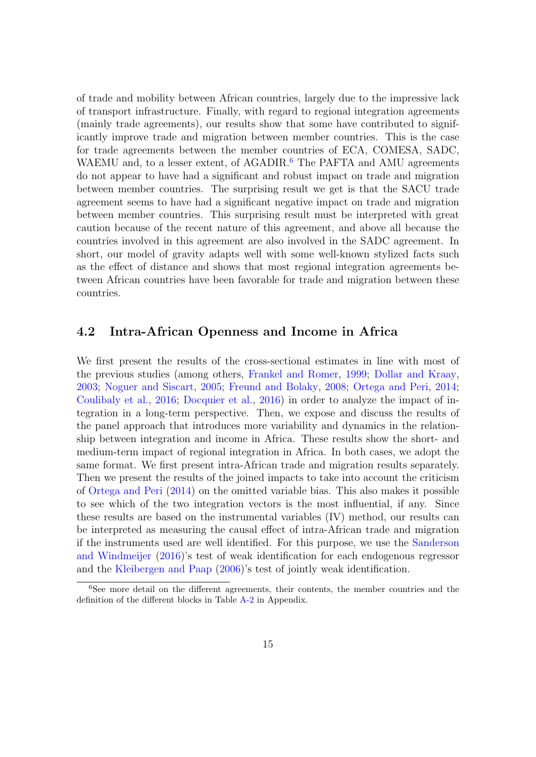of trade and mobility between African countries, largely due to the impressive lack of transport infrastructure. Finally, with regard to regional integration agreements (mainly trade agreements), our results show that some have contributed to significantly improve trade and migration between member countries. This is the case for trade agreements between the member countries of ECA, COMESA, SADC, WAEMU and, to a lesser extent, of AGADIR.[6] The PAFTA and AMU agreements do not appear to have had a significant and robust impact on trade and migration between member countries. The surprising result we get is that the SACU trade agreement seems to have had a significant negative impact on trade and migration between member countries. This surprising result must be interpreted with great caution because of the recent nature of this agreement, and above all because the countries involved in this agreement are also involved in the SADC agreement. In short, our model of gravity adapts well with some well-known stylized facts such as the effect of distance and shows that most regional integration agreements between African countries have been favorable for trade and migration between these countries.

## 4.2 Intra-African Openness and Income in Africa

We first present the results of the cross-sectional estimates in line with most of the previous studies (among others, Frankel and Romer, 1999; Dollar and Kraay, 2003; Noguer and Siscart, 2005; Freund and Bolaky, 2008; Ortega and Peri, 2014; Coulibaly et al., 2016; Docquier et al., 2016) in order to analyze the impact of integration in a long-term perspective. Then, we expose and discuss the results of the panel approach that introduces more variability and dynamics in the relationship between integration and income in Africa. These results show the short- and medium-term impact of regional integration in Africa. In both cases, we adopt the same format. We first present intra-African trade and migration results separately. Then we present the results of the joined impacts to take into account the criticism of Ortega and Peri (2014) on the omitted variable bias. This also makes it possible to see which of the two integration vectors is the most influential, if any. Since these results are based on the instrumental variables (IV) method, our results can be interpreted as measuring the causal effect of intra-African trade and migration if the instruments used are well identified. For this purpose, we use the Sanderson and Windmeijer (2016)'s test of weak identification for each endogenous regressor and the Kleibergen and Paap (2006)'s test of jointly weak identification.

[6] See more detail on the different agreements, their contents, the member countries and the definition of the different blocks in Table A-2 in Appendix.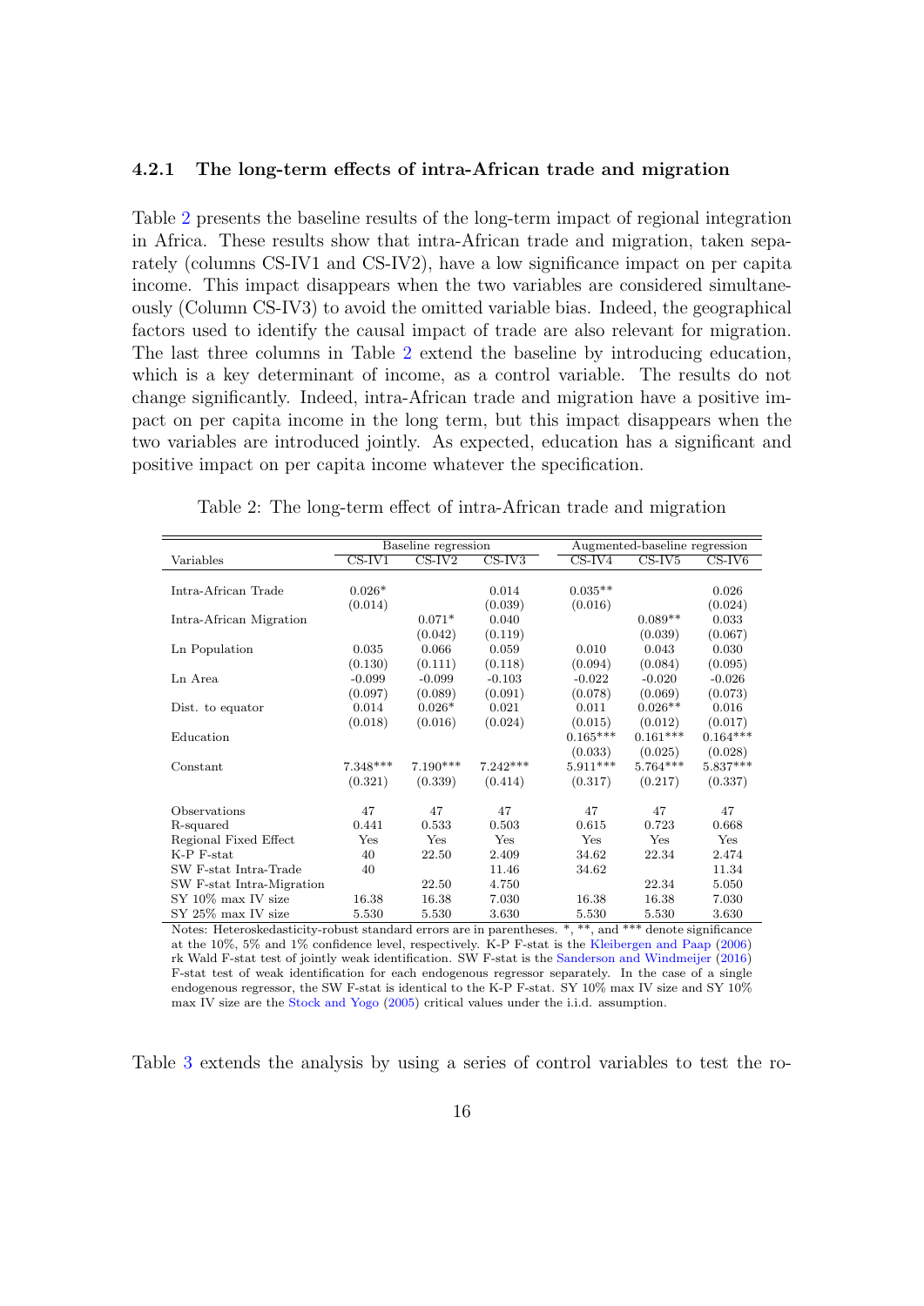### 4.2.1 The long-term effects of intra-African trade and migration

Table 2 presents the baseline results of the long-term impact of regional integration in Africa. These results show that intra-African trade and migration, taken separately (columns CS-IV1 and CS-IV2), have a low significance impact on per capita income. This impact disappears when the two variables are considered simultaneously (Column CS-IV3) to avoid the omitted variable bias. Indeed, the geographical factors used to identify the causal impact of trade are also relevant for migration. The last three columns in Table 2 extend the baseline by introducing education, which is a key determinant of income, as a control variable. The results do not change significantly. Indeed, intra-African trade and migration have a positive impact on per capita income in the long term, but this impact disappears when the two variables are introduced jointly. As expected, education has a significant and positive impact on per capita income whatever the specification.

Table 2: The long-term effect of intra-African trade and migration

| | Baseline regression | | | Augmented-baseline regression | | |
|---|---|---|---|---|---|---|
| Variables | CS-IV1 | CS-IV2 | CS-IV3 | CS-IV4 | CS-IV5 | CS-IV6 |
| Intra-African Trade | 0.026* | | 0.014 | 0.035** | | 0.026 |
| | (0.014) | | (0.039) | (0.016) | | (0.024) |
| Intra-African Migration | | 0.071* | 0.040 | | 0.089** | 0.033 |
| | | (0.042) | (0.119) | | (0.039) | (0.067) |
| Ln Population | 0.035 | 0.066 | 0.059 | 0.010 | 0.043 | 0.030 |
| | (0.130) | (0.111) | (0.118) | (0.094) | (0.084) | (0.095) |
| Ln Area | -0.099 | -0.099 | -0.103 | -0.022 | -0.020 | -0.026 |
| | (0.097) | (0.089) | (0.091) | (0.078) | (0.069) | (0.073) |
| Dist. to equator | 0.014 | 0.026* | 0.021 | 0.011 | 0.026** | 0.016 |
| | (0.018) | (0.016) | (0.024) | (0.015) | (0.012) | (0.017) |
| Education | | | | 0.165*** | 0.161*** | 0.164*** |
| | | | | (0.033) | (0.025) | (0.028) |
| Constant | 7.348*** | 7.190*** | 7.242*** | 5.911*** | 5.764*** | 5.837*** |
| | (0.321) | (0.339) | (0.414) | (0.317) | (0.217) | (0.337) |
| Observations | 47 | 47 | 47 | 47 | 47 | 47 |
| R-squared | 0.441 | 0.533 | 0.503 | 0.615 | 0.723 | 0.668 |
| Regional Fixed Effect | Yes | Yes | Yes | Yes | Yes | Yes |
| K-P F-stat | 40 | 22.50 | 2.409 | 34.62 | 22.34 | 2.474 |
| SW F-stat Intra-Trade | 40 | | 11.46 | 34.62 | | 11.34 |
| SW F-stat Intra-Migration | | 22.50 | 4.750 | | 22.34 | 5.050 |
| SY 10% max IV size | 16.38 | 16.38 | 7.030 | 16.38 | 16.38 | 7.030 |
| SY 25% max IV size | 5.530 | 5.530 | 3.630 | 5.530 | 5.530 | 3.630 |

Notes: Heteroskedasticity-robust standard errors are in parentheses. *, **, and *** denote significance at the 10%, 5% and 1% confidence level, respectively. K-P F-stat is the Kleibergen and Paap (2006) rk Wald F-stat test of jointly weak identification. SW F-stat is the Sanderson and Windmeijer (2016) F-stat test of weak identification for each endogenous regressor separately. In the case of a single endogenous regressor, the SW F-stat is identical to the K-P F-stat. SY 10% max IV size and SY 10% max IV size are the Stock and Yogo (2005) critical values under the i.i.d. assumption.

Table 3 extends the analysis by using a series of control variables to test the ro-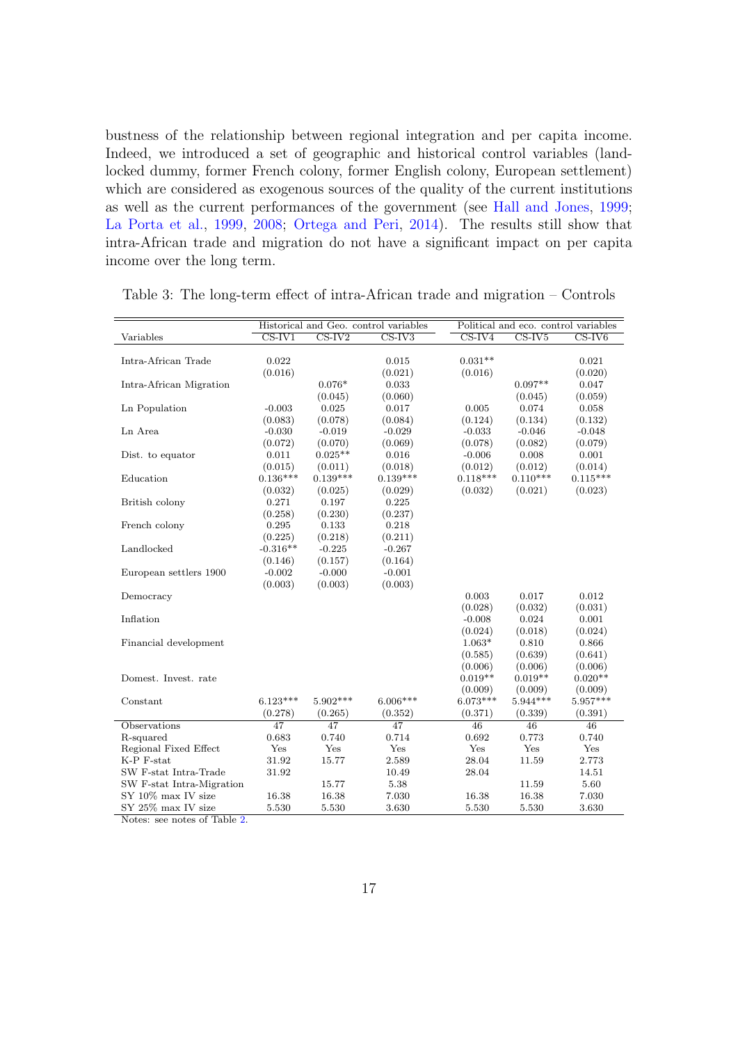bustness of the relationship between regional integration and per capita income. Indeed, we introduced a set of geographic and historical control variables (landlocked dummy, former French colony, former English colony, European settlement) which are considered as exogenous sources of the quality of the current institutions as well as the current performances of the government (see Hall and Jones, 1999; La Porta et al., 1999, 2008; Ortega and Peri, 2014). The results still show that intra-African trade and migration do not have a significant impact on per capita income over the long term.

Table 3: The long-term effect of intra-African trade and migration – Controls

| | Historical and Geo. control variables | | | Political and eco. control variables | | |
|---|---|---|---|---|---|---|
| Variables | CS-IV1 | CS-IV2 | CS-IV3 | CS-IV4 | CS-IV5 | CS-IV6 |
| Intra-African Trade | 0.022 | | 0.015 | 0.031** | | 0.021 |
| | (0.016) | | (0.021) | (0.016) | | (0.020) |
| Intra-African Migration | | 0.076* | 0.033 | | 0.097** | 0.047 |
| | | (0.045) | (0.060) | | (0.045) | (0.059) |
| Ln Population | -0.003 | 0.025 | 0.017 | 0.005 | 0.074 | 0.058 |
| | (0.083) | (0.078) | (0.084) | (0.124) | (0.134) | (0.132) |
| Ln Area | -0.030 | -0.019 | -0.029 | -0.033 | -0.046 | -0.048 |
| | (0.072) | (0.070) | (0.069) | (0.078) | (0.082) | (0.079) |
| Dist. to equator | 0.011 | 0.025** | 0.016 | -0.006 | 0.008 | 0.001 |
| | (0.015) | (0.011) | (0.018) | (0.012) | (0.012) | (0.014) |
| Education | 0.136*** | 0.139*** | 0.139*** | 0.118*** | 0.110*** | 0.115*** |
| | (0.032) | (0.025) | (0.029) | (0.032) | (0.021) | (0.023) |
| British colony | 0.271 | 0.197 | 0.225 | | | |
| | (0.258) | (0.230) | (0.237) | | | |
| French colony | 0.295 | 0.133 | 0.218 | | | |
| | (0.225) | (0.218) | (0.211) | | | |
| Landlocked | -0.316** | -0.225 | -0.267 | | | |
| | (0.146) | (0.157) | (0.164) | | | |
| European settlers 1900 | -0.002 | -0.000 | -0.001 | | | |
| | (0.003) | (0.003) | (0.003) | | | |
| Democracy | | | | 0.003 | 0.017 | 0.012 |
| | | | | (0.028) | (0.032) | (0.031) |
| Inflation | | | | -0.008 | 0.024 | 0.001 |
| | | | | (0.024) | (0.018) | (0.024) |
| Financial development | | | | 1.063* | 0.810 | 0.866 |
| | | | | (0.585) | (0.639) | (0.641) |
| | | | | (0.006) | (0.006) | (0.006) |
| Domest. Invest. rate | | | | 0.019** | 0.019** | 0.020** |
| | | | | (0.009) | (0.009) | (0.009) |
| Constant | 6.123*** | 5.902*** | 6.006*** | 6.073*** | 5.944*** | 5.957*** |
| | (0.278) | (0.265) | (0.352) | (0.371) | (0.339) | (0.391) |
| Observations | 47 | 47 | 47 | 46 | 46 | 46 |
| R-squared | 0.683 | 0.740 | 0.714 | 0.692 | 0.773 | 0.740 |
| Regional Fixed Effect | Yes | Yes | Yes | Yes | Yes | Yes |
| K-P F-stat | 31.92 | 15.77 | 2.589 | 28.04 | 11.59 | 2.773 |
| SW F-stat Intra-Trade | 31.92 | | 10.49 | 28.04 | | 14.51 |
| SW F-stat Intra-Migration | | 15.77 | 5.38 | | 11.59 | 5.60 |
| SY 10% max IV size | 16.38 | 16.38 | 7.030 | 16.38 | 16.38 | 7.030 |
| SY 25% max IV size | 5.530 | 5.530 | 3.630 | 5.530 | 5.530 | 3.630 |

Notes: see notes of Table 2.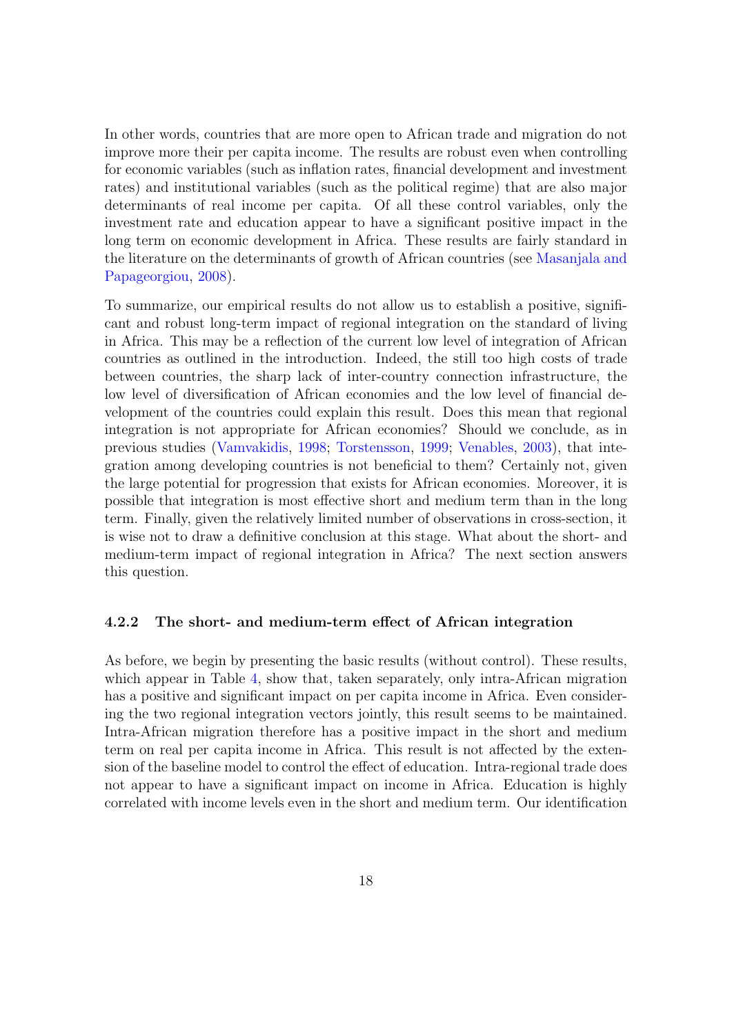In other words, countries that are more open to African trade and migration do not improve more their per capita income. The results are robust even when controlling for economic variables (such as inflation rates, financial development and investment rates) and institutional variables (such as the political regime) that are also major determinants of real income per capita. Of all these control variables, only the investment rate and education appear to have a significant positive impact in the long term on economic development in Africa. These results are fairly standard in the literature on the determinants of growth of African countries (see Masanjala and Papageorgiou, 2008).

To summarize, our empirical results do not allow us to establish a positive, significant and robust long-term impact of regional integration on the standard of living in Africa. This may be a reflection of the current low level of integration of African countries as outlined in the introduction. Indeed, the still too high costs of trade between countries, the sharp lack of inter-country connection infrastructure, the low level of diversification of African economies and the low level of financial development of the countries could explain this result. Does this mean that regional integration is not appropriate for African economies? Should we conclude, as in previous studies (Vamvakidis, 1998; Torstensson, 1999; Venables, 2003), that integration among developing countries is not beneficial to them? Certainly not, given the large potential for progression that exists for African economies. Moreover, it is possible that integration is most effective short and medium term than in the long term. Finally, given the relatively limited number of observations in cross-section, it is wise not to draw a definitive conclusion at this stage. What about the short- and medium-term impact of regional integration in Africa? The next section answers this question.

#### 4.2.2 The short- and medium-term effect of African integration

As before, we begin by presenting the basic results (without control). These results, which appear in Table 4, show that, taken separately, only intra-African migration has a positive and significant impact on per capita income in Africa. Even considering the two regional integration vectors jointly, this result seems to be maintained. Intra-African migration therefore has a positive impact in the short and medium term on real per capita income in Africa. This result is not affected by the extension of the baseline model to control the effect of education. Intra-regional trade does not appear to have a significant impact on income in Africa. Education is highly correlated with income levels even in the short and medium term. Our identification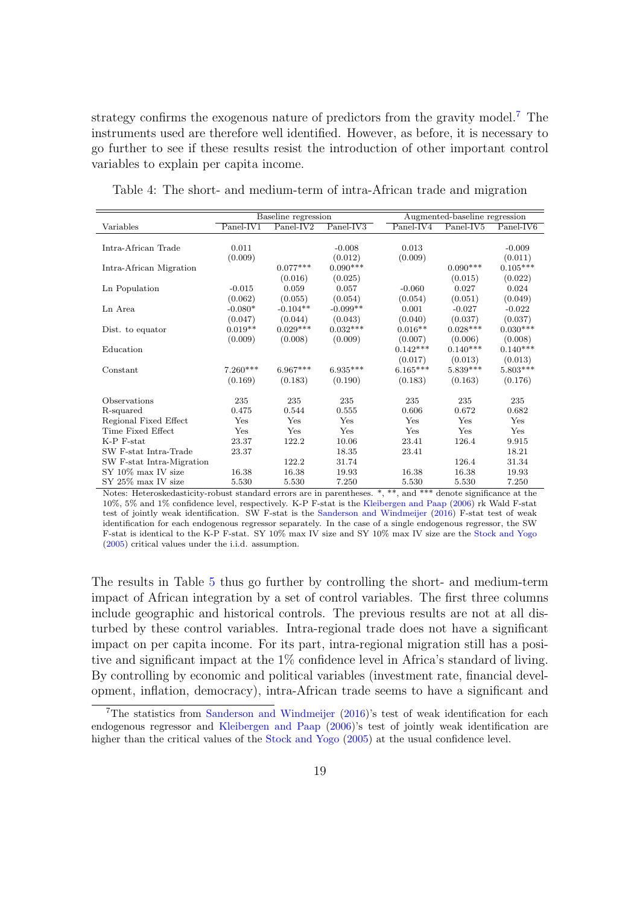strategy confirms the exogenous nature of predictors from the gravity model.[7] The instruments used are therefore well identified. However, as before, it is necessary to go further to see if these results resist the introduction of other important control variables to explain per capita income.

Table 4: The short- and medium-term of intra-African trade and migration

| | Baseline regression | | | Augmented-baseline regression | | |
|---|---|---|---|---|---|---|
| Variables | Panel-IV1 | Panel-IV2 | Panel-IV3 | Panel-IV4 | Panel-IV5 | Panel-IV6 |
| Intra-African Trade | 0.011 | | -0.008 | 0.013 | | -0.009 |
| | (0.009) | | (0.012) | (0.009) | | (0.011) |
| Intra-African Migration | | 0.077*** | 0.090*** | | 0.090*** | 0.105*** |
| | | (0.016) | (0.025) | | (0.015) | (0.022) |
| Ln Population | -0.015 | 0.059 | 0.057 | -0.060 | 0.027 | 0.024 |
| | (0.062) | (0.055) | (0.054) | (0.054) | (0.051) | (0.049) |
| Ln Area | -0.080* | -0.104** | -0.099** | 0.001 | -0.027 | -0.022 |
| | (0.047) | (0.044) | (0.043) | (0.040) | (0.037) | (0.037) |
| Dist. to equator | 0.019** | 0.029*** | 0.032*** | 0.016** | 0.028*** | 0.030*** |
| | (0.009) | (0.008) | (0.009) | (0.007) | (0.006) | (0.008) |
| Education | | | | 0.142*** | 0.140*** | 0.140*** |
| | | | | (0.017) | (0.013) | (0.013) |
| Constant | 7.260*** | 6.967*** | 6.935*** | 6.165*** | 5.839*** | 5.803*** |
| | (0.169) | (0.183) | (0.190) | (0.183) | (0.163) | (0.176) |
| Observations | 235 | 235 | 235 | 235 | 235 | 235 |
| R-squared | 0.475 | 0.544 | 0.555 | 0.606 | 0.672 | 0.682 |
| Regional Fixed Effect | Yes | Yes | Yes | Yes | Yes | Yes |
| Time Fixed Effect | Yes | Yes | Yes | Yes | Yes | Yes |
| K-P F-stat | 23.37 | 122.2 | 10.06 | 23.41 | 126.4 | 9.915 |
| SW F-stat Intra-Trade | 23.37 | | 18.35 | 23.41 | | 18.21 |
| SW F-stat Intra-Migration | | 122.2 | 31.74 | | 126.4 | 31.34 |
| SY 10% max IV size | 16.38 | 16.38 | 19.93 | 16.38 | 16.38 | 19.93 |
| SY 25% max IV size | 5.530 | 5.530 | 7.250 | 5.530 | 5.530 | 7.250 |

Notes: Heteroskedasticity-robust standard errors are in parentheses. *, **, and *** denote significance at the 10%, 5% and 1% confidence level, respectively. K-P F-stat is the Kleibergen and Paap (2006) rk Wald F-stat test of jointly weak identification. SW F-stat is the Sanderson and Windmeijer (2016) F-stat test of weak identification for each endogenous regressor separately. In the case of a single endogenous regressor, the SW F-stat is identical to the K-P F-stat. SY 10% max IV size and SY 10% max IV size are the Stock and Yogo (2005) critical values under the i.i.d. assumption.

The results in Table 5 thus go further by controlling the short- and medium-term impact of African integration by a set of control variables. The first three columns include geographic and historical controls. The previous results are not at all disturbed by these control variables. Intra-regional trade does not have a significant impact on per capita income. For its part, intra-regional migration still has a positive and significant impact at the 1% confidence level in Africa's standard of living. By controlling by economic and political variables (investment rate, financial development, inflation, democracy), intra-African trade seems to have a significant and

[7] The statistics from Sanderson and Windmeijer (2016)'s test of weak identification for each endogenous regressor and Kleibergen and Paap (2006)'s test of jointly weak identification are higher than the critical values of the Stock and Yogo (2005) at the usual confidence level.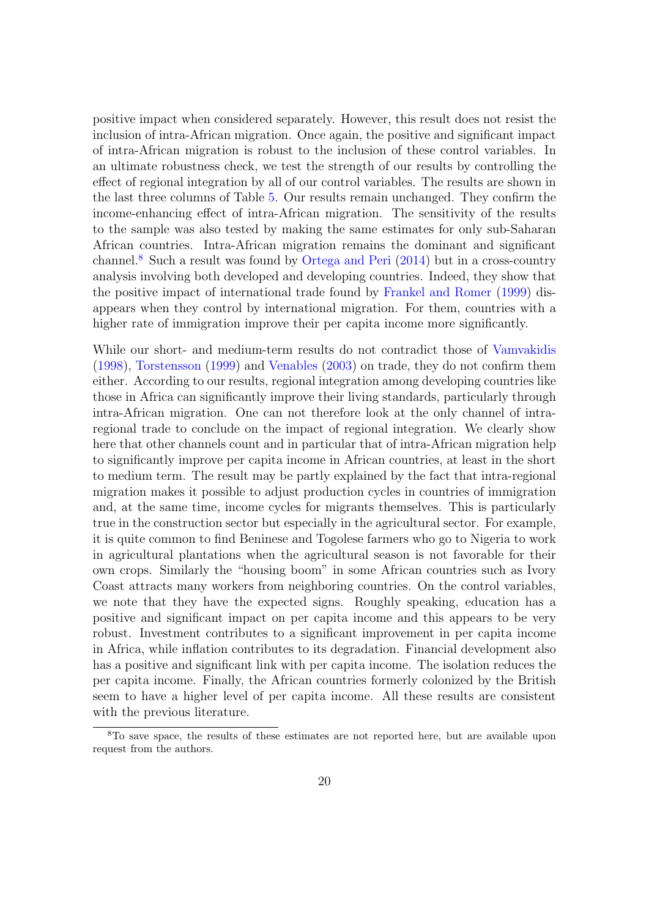positive impact when considered separately. However, this result does not resist the inclusion of intra-African migration. Once again, the positive and significant impact of intra-African migration is robust to the inclusion of these control variables. In an ultimate robustness check, we test the strength of our results by controlling the effect of regional integration by all of our control variables. The results are shown in the last three columns of Table 5. Our results remain unchanged. They confirm the income-enhancing effect of intra-African migration. The sensitivity of the results to the sample was also tested by making the same estimates for only sub-Saharan African countries. Intra-African migration remains the dominant and significant channel.[8] Such a result was found by Ortega and Peri (2014) but in a cross-country analysis involving both developed and developing countries. Indeed, they show that the positive impact of international trade found by Frankel and Romer (1999) disappears when they control by international migration. For them, countries with a higher rate of immigration improve their per capita income more significantly.

While our short- and medium-term results do not contradict those of Vamvakidis (1998), Torstensson (1999) and Venables (2003) on trade, they do not confirm them either. According to our results, regional integration among developing countries like those in Africa can significantly improve their living standards, particularly through intra-African migration. One can not therefore look at the only channel of intra-regional trade to conclude on the impact of regional integration. We clearly show here that other channels count and in particular that of intra-African migration help to significantly improve per capita income in African countries, at least in the short to medium term. The result may be partly explained by the fact that intra-regional migration makes it possible to adjust production cycles in countries of immigration and, at the same time, income cycles for migrants themselves. This is particularly true in the construction sector but especially in the agricultural sector. For example, it is quite common to find Beninese and Togolese farmers who go to Nigeria to work in agricultural plantations when the agricultural season is not favorable for their own crops. Similarly the "housing boom" in some African countries such as Ivory Coast attracts many workers from neighboring countries. On the control variables, we note that they have the expected signs. Roughly speaking, education has a positive and significant impact on per capita income and this appears to be very robust. Investment contributes to a significant improvement in per capita income in Africa, while inflation contributes to its degradation. Financial development also has a positive and significant link with per capita income. The isolation reduces the per capita income. Finally, the African countries formerly colonized by the British seem to have a higher level of per capita income. All these results are consistent with the previous literature.

[8] To save space, the results of these estimates are not reported here, but are available upon request from the authors.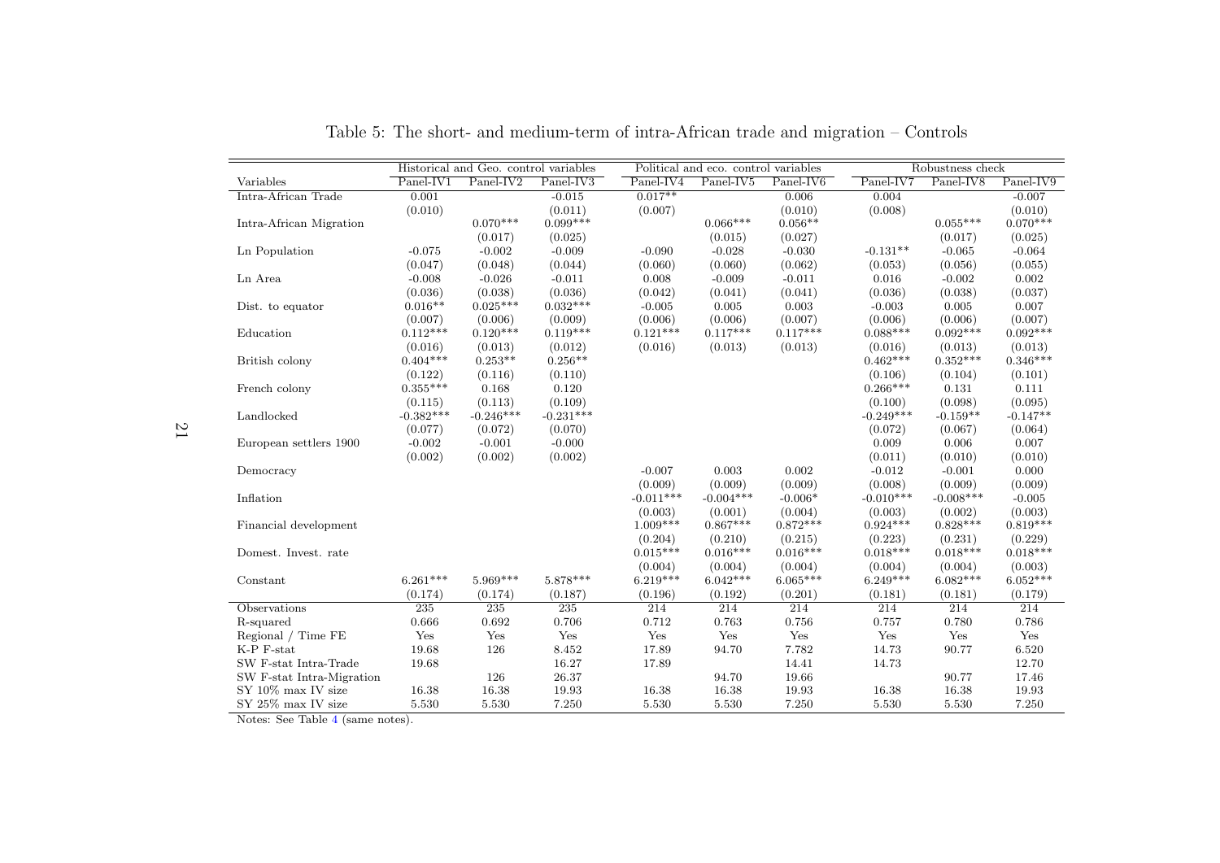Table 5: The short- and medium-term of intra-African trade and migration – Controls

| | Historical and Geo. control variables | | | Political and eco. control variables | | | Robustness check | | |
|---|---|---|---|---|---|---|---|---|---|
| Variables | Panel-IV1 | Panel-IV2 | Panel-IV3 | Panel-IV4 | Panel-IV5 | Panel-IV6 | Panel-IV7 | Panel-IV8 | Panel-IV9 |
| Intra-African Trade | 0.001 | | -0.015 | 0.017** | | 0.006 | 0.004 | | -0.007 |
| | (0.010) | | (0.011) | (0.007) | | (0.010) | (0.008) | | (0.010) |
| Intra-African Migration | | 0.070*** | 0.099*** | | 0.066*** | 0.056** | | 0.055*** | 0.070*** |
| | | (0.017) | (0.025) | | (0.015) | (0.027) | | (0.017) | (0.025) |
| Ln Population | -0.075 | -0.002 | -0.009 | -0.090 | -0.028 | -0.030 | -0.131** | -0.065 | -0.064 |
| | (0.047) | (0.048) | (0.044) | (0.060) | (0.060) | (0.062) | (0.053) | (0.056) | (0.055) |
| Ln Area | -0.008 | -0.026 | -0.011 | 0.008 | -0.009 | -0.011 | 0.016 | -0.002 | 0.002 |
| | (0.036) | (0.038) | (0.036) | (0.042) | (0.041) | (0.041) | (0.036) | (0.038) | (0.037) |
| Dist. to equator | 0.016** | 0.025*** | 0.032*** | -0.005 | 0.005 | 0.003 | -0.003 | 0.005 | 0.007 |
| | (0.007) | (0.006) | (0.009) | (0.006) | (0.006) | (0.007) | (0.006) | (0.006) | (0.007) |
| Education | 0.112*** | 0.120*** | 0.119*** | 0.121*** | 0.117*** | 0.117*** | 0.088*** | 0.092*** | 0.092*** |
| | (0.016) | (0.013) | (0.012) | (0.016) | (0.013) | (0.013) | (0.016) | (0.013) | (0.013) |
| British colony | 0.404*** | 0.253** | 0.256** | | | | 0.462*** | 0.352*** | 0.346*** |
| | (0.122) | (0.116) | (0.110) | | | | (0.106) | (0.104) | (0.101) |
| French colony | 0.355*** | 0.168 | 0.120 | | | | 0.266*** | 0.131 | 0.111 |
| | (0.115) | (0.113) | (0.109) | | | | (0.100) | (0.098) | (0.095) |
| Landlocked | -0.382*** | -0.246*** | -0.231*** | | | | -0.249*** | -0.159** | -0.147** |
| | (0.077) | (0.072) | (0.070) | | | | (0.072) | (0.067) | (0.064) |
| European settlers 1900 | -0.002 | -0.001 | -0.000 | | | | 0.009 | 0.006 | 0.007 |
| | (0.002) | (0.002) | (0.002) | | | | (0.011) | (0.010) | (0.010) |
| Democracy | | | | -0.007 | 0.003 | 0.002 | -0.012 | -0.001 | 0.000 |
| | | | | (0.009) | (0.009) | (0.009) | (0.008) | (0.009) | (0.009) |
| Inflation | | | | -0.011*** | -0.004*** | -0.006* | -0.010*** | -0.008*** | -0.005 |
| | | | | (0.003) | (0.001) | (0.004) | (0.003) | (0.002) | (0.003) |
| Financial development | | | | 1.009*** | 0.867*** | 0.872*** | 0.924*** | 0.828*** | 0.819*** |
| | | | | (0.204) | (0.210) | (0.215) | (0.223) | (0.231) | (0.229) |
| Domest. Invest. rate | | | | 0.015*** | 0.016*** | 0.016*** | 0.018*** | 0.018*** | 0.018*** |
| | | | | (0.004) | (0.004) | (0.004) | (0.004) | (0.004) | (0.003) |
| Constant | 6.261*** | 5.969*** | 5.878*** | 6.219*** | 6.042*** | 6.065*** | 6.249*** | 6.082*** | 6.052*** |
| | (0.174) | (0.174) | (0.187) | (0.196) | (0.192) | (0.201) | (0.181) | (0.181) | (0.179) |
| Observations | 235 | 235 | 235 | 214 | 214 | 214 | 214 | 214 | 214 |
| R-squared | 0.666 | 0.692 | 0.706 | 0.712 | 0.763 | 0.756 | 0.757 | 0.780 | 0.786 |
| Regional / Time FE | Yes | Yes | Yes | Yes | Yes | Yes | Yes | Yes | Yes |
| K-P F-stat | 19.68 | 126 | 8.452 | 17.89 | 94.70 | 7.782 | 14.73 | 90.77 | 6.520 |
| SW F-stat Intra-Trade | 19.68 | | 16.27 | 17.89 | | 14.41 | 14.73 | | 12.70 |
| SW F-stat Intra-Migration | | 126 | 26.37 | | 94.70 | 19.66 | | 90.77 | 17.46 |
| SY 10% max IV size | 16.38 | 16.38 | 19.93 | 16.38 | 16.38 | 19.93 | 16.38 | 16.38 | 19.93 |
| SY 25% max IV size | 5.530 | 5.530 | 7.250 | 5.530 | 5.530 | 7.250 | 5.530 | 5.530 | 7.250 |

Notes: See Table 4 (same notes).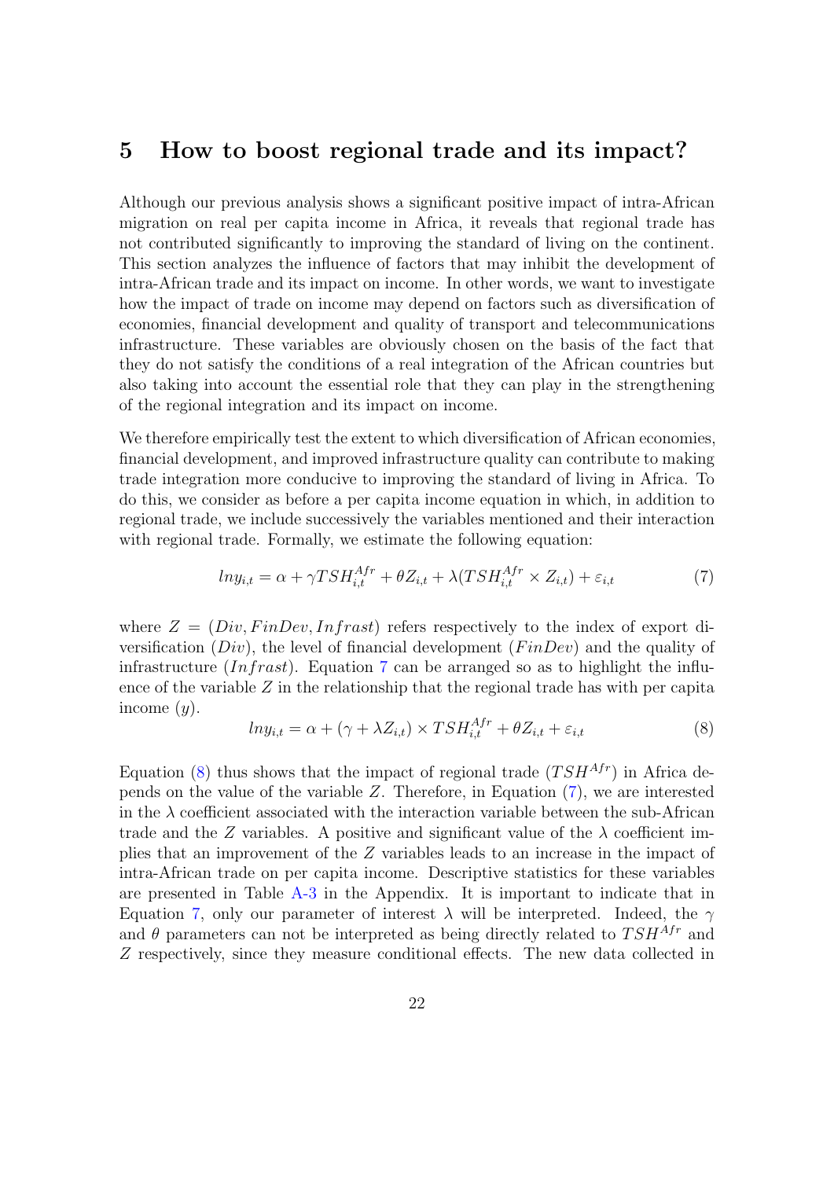## 5 How to boost regional trade and its impact?

Although our previous analysis shows a significant positive impact of intra-African migration on real per capita income in Africa, it reveals that regional trade has not contributed significantly to improving the standard of living on the continent. This section analyzes the influence of factors that may inhibit the development of intra-African trade and its impact on income. In other words, we want to investigate how the impact of trade on income may depend on factors such as diversification of economies, financial development and quality of transport and telecommunications infrastructure. These variables are obviously chosen on the basis of the fact that they do not satisfy the conditions of a real integration of the African countries but also taking into account the essential role that they can play in the strengthening of the regional integration and its impact on income.

We therefore empirically test the extent to which diversification of African economies, financial development, and improved infrastructure quality can contribute to making trade integration more conducive to improving the standard of living in Africa. To do this, we consider as before a per capita income equation in which, in addition to regional trade, we include successively the variables mentioned and their interaction with regional trade. Formally, we estimate the following equation:

$$lny_{i,t} = \alpha + \gamma TSH_{i,t}^{Afr} + \theta Z_{i,t} + \lambda (TSH_{i,t}^{Afr} \times Z_{i,t}) + \varepsilon_{i,t} \tag{7}$$

where $Z = (Div, FinDev, Infrast)$ refers respectively to the index of export diversification ($Div$), the level of financial development ($FinDev$) and the quality of infrastructure ($Infrast$). Equation 7 can be arranged so as to highlight the influence of the variable $Z$ in the relationship that the regional trade has with per capita income ($y$).

$$lny_{i,t} = \alpha + (\gamma + \lambda Z_{i,t}) \times TSH_{i,t}^{Afr} + \theta Z_{i,t} + \varepsilon_{i,t} \tag{8}$$

Equation (8) thus shows that the impact of regional trade ($TSH^{Afr}$) in Africa depends on the value of the variable $Z$. Therefore, in Equation (7), we are interested in the $\lambda$ coefficient associated with the interaction variable between the sub-African trade and the $Z$ variables. A positive and significant value of the $\lambda$ coefficient implies that an improvement of the $Z$ variables leads to an increase in the impact of intra-African trade on per capita income. Descriptive statistics for these variables are presented in Table A-3 in the Appendix. It is important to indicate that in Equation 7, only our parameter of interest $\lambda$ will be interpreted. Indeed, the $\gamma$ and $\theta$ parameters can not be interpreted as being directly related to $TSH^{Afr}$ and $Z$ respectively, since they measure conditional effects. The new data collected in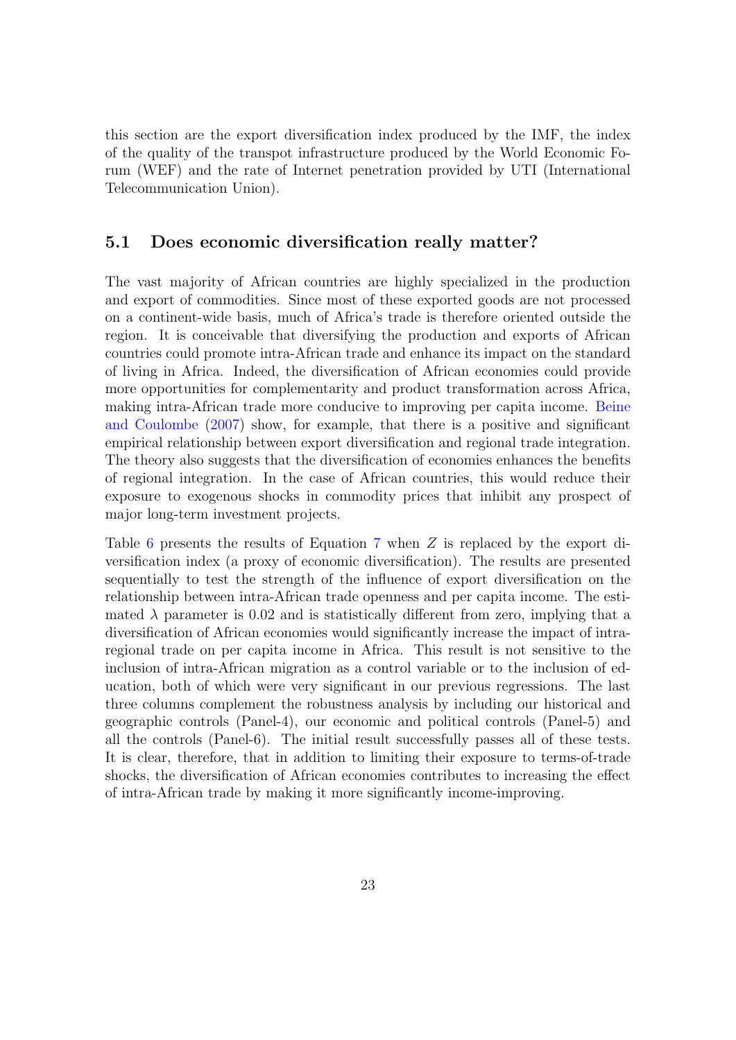this section are the export diversification index produced by the IMF, the index of the quality of the transpot infrastructure produced by the World Economic Forum (WEF) and the rate of Internet penetration provided by UTI (International Telecommunication Union).

## 5.1 Does economic diversification really matter?

The vast majority of African countries are highly specialized in the production and export of commodities. Since most of these exported goods are not processed on a continent-wide basis, much of Africa's trade is therefore oriented outside the region. It is conceivable that diversifying the production and exports of African countries could promote intra-African trade and enhance its impact on the standard of living in Africa. Indeed, the diversification of African economies could provide more opportunities for complementarity and product transformation across Africa, making intra-African trade more conducive to improving per capita income. Beine and Coulombe (2007) show, for example, that there is a positive and significant empirical relationship between export diversification and regional trade integration. The theory also suggests that the diversification of economies enhances the benefits of regional integration. In the case of African countries, this would reduce their exposure to exogenous shocks in commodity prices that inhibit any prospect of major long-term investment projects.

Table 6 presents the results of Equation 7 when $Z$ is replaced by the export diversification index (a proxy of economic diversification). The results are presented sequentially to test the strength of the influence of export diversification on the relationship between intra-African trade openness and per capita income. The estimated $\lambda$ parameter is 0.02 and is statistically different from zero, implying that a diversification of African economies would significantly increase the impact of intra-regional trade on per capita income in Africa. This result is not sensitive to the inclusion of intra-African migration as a control variable or to the inclusion of education, both of which were very significant in our previous regressions. The last three columns complement the robustness analysis by including our historical and geographic controls (Panel-4), our economic and political controls (Panel-5) and all the controls (Panel-6). The initial result successfully passes all of these tests. It is clear, therefore, that in addition to limiting their exposure to terms-of-trade shocks, the diversification of African economies contributes to increasing the effect of intra-African trade by making it more significantly income-improving.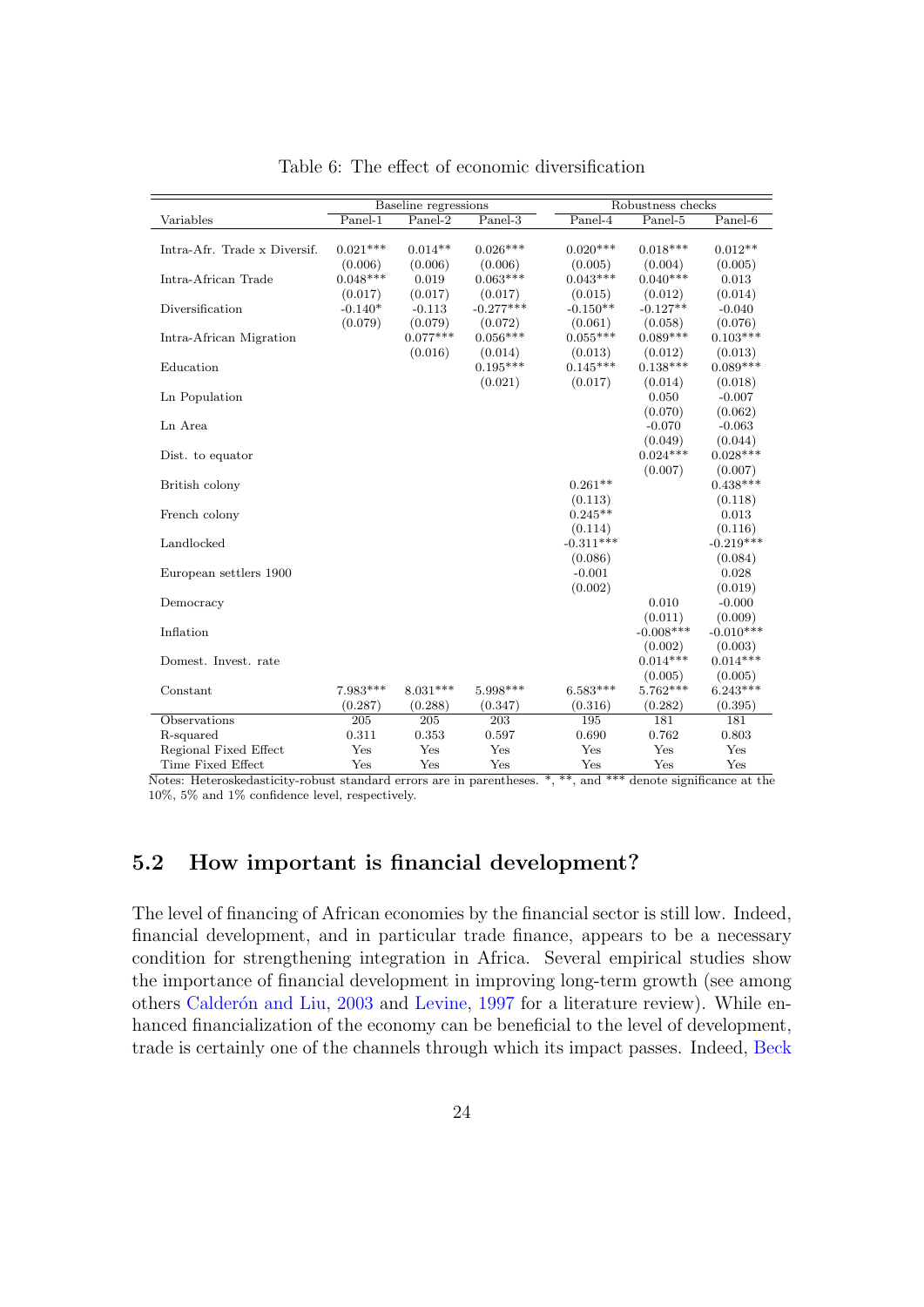Table 6: The effect of economic diversification

| | Baseline regressions | | | Robustness checks | | |
|---|---|---|---|---|---|---|
| Variables | Panel-1 | Panel-2 | Panel-3 | Panel-4 | Panel-5 | Panel-6 |
| Intra-Afr. Trade x Diversif. | 0.021*** | 0.014** | 0.026*** | 0.020*** | 0.018*** | 0.012** |
| | (0.006) | (0.006) | (0.006) | (0.005) | (0.004) | (0.005) |
| Intra-African Trade | 0.048*** | 0.019 | 0.063*** | 0.043*** | 0.040*** | 0.013 |
| | (0.017) | (0.017) | (0.017) | (0.015) | (0.012) | (0.014) |
| Diversification | -0.140* | -0.113 | -0.277*** | -0.150** | -0.127** | -0.040 |
| | (0.079) | (0.079) | (0.072) | (0.061) | (0.058) | (0.076) |
| Intra-African Migration | | 0.077*** | 0.056*** | 0.055*** | 0.089*** | 0.103*** |
| | | (0.016) | (0.014) | (0.013) | (0.012) | (0.013) |
| Education | | | 0.195*** | 0.145*** | 0.138*** | 0.089*** |
| | | | (0.021) | (0.017) | (0.014) | (0.018) |
| Ln Population | | | | | 0.050 | -0.007 |
| | | | | | (0.070) | (0.062) |
| Ln Area | | | | | -0.070 | -0.063 |
| | | | | | (0.049) | (0.044) |
| Dist. to equator | | | | | 0.024*** | 0.028*** |
| | | | | | (0.007) | (0.007) |
| British colony | | | | 0.261** | | 0.438*** |
| | | | | (0.113) | | (0.118) |
| French colony | | | | 0.245** | | 0.013 |
| | | | | (0.114) | | (0.116) |
| Landlocked | | | | -0.311*** | | -0.219*** |
| | | | | (0.086) | | (0.084) |
| European settlers 1900 | | | | -0.001 | | 0.028 |
| | | | | (0.002) | | (0.019) |
| Democracy | | | | | 0.010 | -0.000 |
| | | | | | (0.011) | (0.009) |
| Inflation | | | | | -0.008*** | -0.010*** |
| | | | | | (0.002) | (0.003) |
| Domest. Invest. rate | | | | | 0.014*** | 0.014*** |
| | | | | | (0.005) | (0.005) |
| Constant | 7.983*** | 8.031*** | 5.998*** | 6.583*** | 5.762*** | 6.243*** |
| | (0.287) | (0.288) | (0.347) | (0.316) | (0.282) | (0.395) |
| Observations | 205 | 205 | 203 | 195 | 181 | 181 |
| R-squared | 0.311 | 0.353 | 0.597 | 0.690 | 0.762 | 0.803 |
| Regional Fixed Effect | Yes | Yes | Yes | Yes | Yes | Yes |
| Time Fixed Effect | Yes | Yes | Yes | Yes | Yes | Yes |

Notes: Heteroskedasticity-robust standard errors are in parentheses. *, **, and *** denote significance at the 10%, 5% and 1% confidence level, respectively.

## 5.2 How important is financial development?

The level of financing of African economies by the financial sector is still low. Indeed, financial development, and in particular trade finance, appears to be a necessary condition for strengthening integration in Africa. Several empirical studies show the importance of financial development in improving long-term growth (see among others Calderón and Liu, 2003 and Levine, 1997 for a literature review). While enhanced financialization of the economy can be beneficial to the level of development, trade is certainly one of the channels through which its impact passes. Indeed, Beck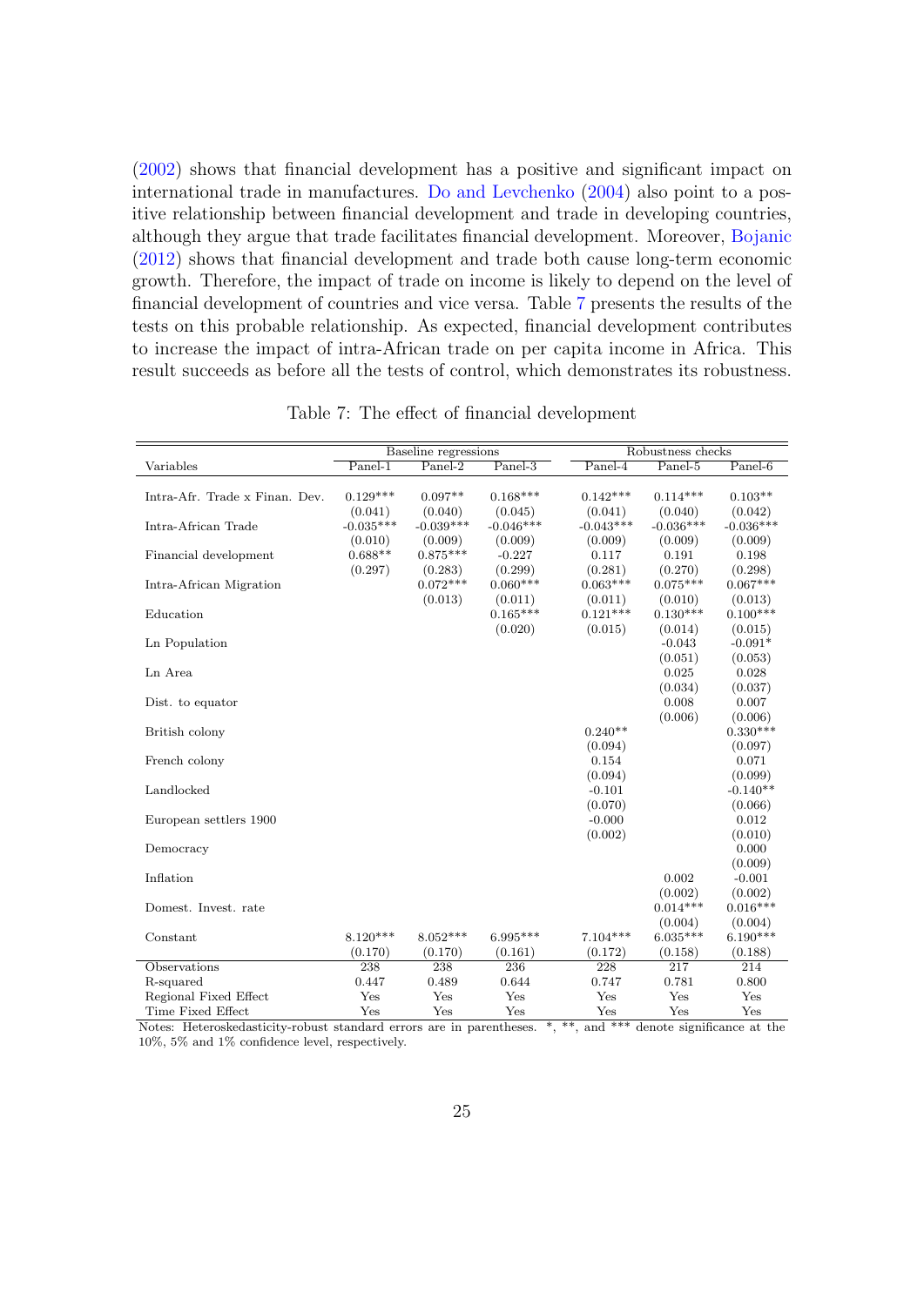(2002) shows that financial development has a positive and significant impact on international trade in manufactures. Do and Levchenko (2004) also point to a positive relationship between financial development and trade in developing countries, although they argue that trade facilitates financial development. Moreover, Bojanic (2012) shows that financial development and trade both cause long-term economic growth. Therefore, the impact of trade on income is likely to depend on the level of financial development of countries and vice versa. Table 7 presents the results of the tests on this probable relationship. As expected, financial development contributes to increase the impact of intra-African trade on per capita income in Africa. This result succeeds as before all the tests of control, which demonstrates its robustness.

Table 7: The effect of financial development

| | Baseline regressions | | | Robustness checks | | |
|---|---|---|---|---|---|---|
| Variables | Panel-1 | Panel-2 | Panel-3 | Panel-4 | Panel-5 | Panel-6 |
| Intra-Afr. Trade x Finan. Dev. | 0.129*** | 0.097** | 0.168*** | 0.142*** | 0.114*** | 0.103** |
| | (0.041) | (0.040) | (0.045) | (0.041) | (0.040) | (0.042) |
| Intra-African Trade | -0.035*** | -0.039*** | -0.046*** | -0.043*** | -0.036*** | -0.036*** |
| | (0.010) | (0.009) | (0.009) | (0.009) | (0.009) | (0.009) |
| Financial development | 0.688** | 0.875*** | -0.227 | 0.117 | 0.191 | 0.198 |
| | (0.297) | (0.283) | (0.299) | (0.281) | (0.270) | (0.298) |
| Intra-African Migration | | 0.072*** | 0.060*** | 0.063*** | 0.075*** | 0.067*** |
| | | (0.013) | (0.011) | (0.011) | (0.010) | (0.013) |
| Education | | | 0.165*** | 0.121*** | 0.130*** | 0.100*** |
| | | | (0.020) | (0.015) | (0.014) | (0.015) |
| Ln Population | | | | | -0.043 | -0.091* |
| | | | | | (0.051) | (0.053) |
| Ln Area | | | | | 0.025 | 0.028 |
| | | | | | (0.034) | (0.037) |
| Dist. to equator | | | | | 0.008 | 0.007 |
| | | | | | (0.006) | (0.006) |
| British colony | | | | 0.240** | | 0.330*** |
| | | | | (0.094) | | (0.097) |
| French colony | | | | 0.154 | | 0.071 |
| | | | | (0.094) | | (0.099) |
| Landlocked | | | | -0.101 | | -0.140** |
| | | | | (0.070) | | (0.066) |
| European settlers 1900 | | | | -0.000 | | 0.012 |
| | | | | (0.002) | | (0.010) |
| Democracy | | | | | | 0.000 |
| | | | | | | (0.009) |
| Inflation | | | | | 0.002 | -0.001 |
| | | | | | (0.002) | (0.002) |
| Domest. Invest. rate | | | | | 0.014*** | 0.016*** |
| | | | | | (0.004) | (0.004) |
| Constant | 8.120*** | 8.052*** | 6.995*** | 7.104*** | 6.035*** | 6.190*** |
| | (0.170) | (0.170) | (0.161) | (0.172) | (0.158) | (0.188) |
| Observations | 238 | 238 | 236 | 228 | 217 | 214 |
| R-squared | 0.447 | 0.489 | 0.644 | 0.747 | 0.781 | 0.800 |
| Regional Fixed Effect | Yes | Yes | Yes | Yes | Yes | Yes |
| Time Fixed Effect | Yes | Yes | Yes | Yes | Yes | Yes |

Notes: Heteroskedasticity-robust standard errors are in parentheses. *, **, and *** denote significance at the 10%, 5% and 1% confidence level, respectively.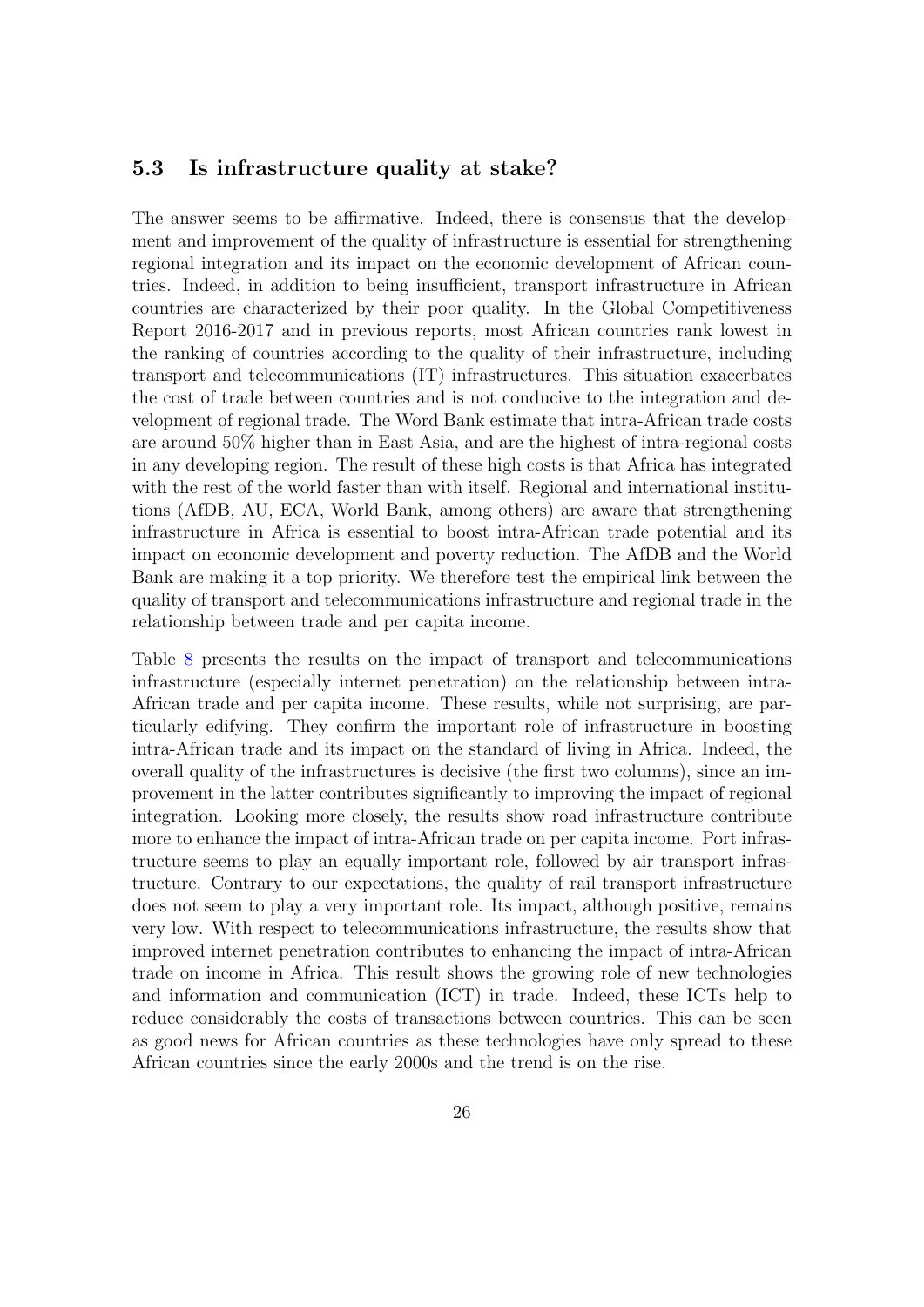### 5.3 Is infrastructure quality at stake?

The answer seems to be affirmative. Indeed, there is consensus that the development and improvement of the quality of infrastructure is essential for strengthening regional integration and its impact on the economic development of African countries. Indeed, in addition to being insufficient, transport infrastructure in African countries are characterized by their poor quality. In the Global Competitiveness Report 2016-2017 and in previous reports, most African countries rank lowest in the ranking of countries according to the quality of their infrastructure, including transport and telecommunications (IT) infrastructures. This situation exacerbates the cost of trade between countries and is not conducive to the integration and development of regional trade. The Word Bank estimate that intra-African trade costs are around 50% higher than in East Asia, and are the highest of intra-regional costs in any developing region. The result of these high costs is that Africa has integrated with the rest of the world faster than with itself. Regional and international institutions (AfDB, AU, ECA, World Bank, among others) are aware that strengthening infrastructure in Africa is essential to boost intra-African trade potential and its impact on economic development and poverty reduction. The AfDB and the World Bank are making it a top priority. We therefore test the empirical link between the quality of transport and telecommunications infrastructure and regional trade in the relationship between trade and per capita income.

Table 8 presents the results on the impact of transport and telecommunications infrastructure (especially internet penetration) on the relationship between intra-African trade and per capita income. These results, while not surprising, are particularly edifying. They confirm the important role of infrastructure in boosting intra-African trade and its impact on the standard of living in Africa. Indeed, the overall quality of the infrastructures is decisive (the first two columns), since an improvement in the latter contributes significantly to improving the impact of regional integration. Looking more closely, the results show road infrastructure contribute more to enhance the impact of intra-African trade on per capita income. Port infrastructure seems to play an equally important role, followed by air transport infrastructure. Contrary to our expectations, the quality of rail transport infrastructure does not seem to play a very important role. Its impact, although positive, remains very low. With respect to telecommunications infrastructure, the results show that improved internet penetration contributes to enhancing the impact of intra-African trade on income in Africa. This result shows the growing role of new technologies and information and communication (ICT) in trade. Indeed, these ICTs help to reduce considerably the costs of transactions between countries. This can be seen as good news for African countries as these technologies have only spread to these African countries since the early 2000s and the trend is on the rise.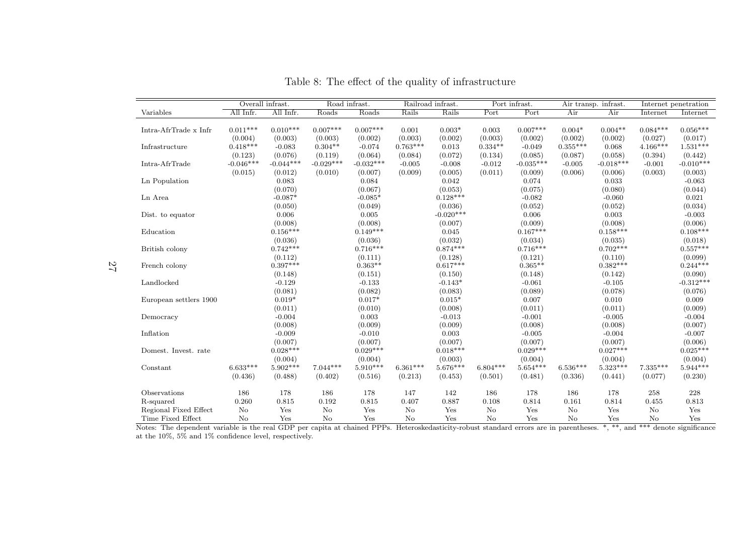Table 8: The effect of the quality of infrastructure

| | Overall infrast. | | Road infrast. | | Railroad infrast. | | Port infrast. | | Air transp. infrast. | | Internet penetration | |
|---|---|---|---|---|---|---|---|---|---|---|---|---|
| Variables | All Infr. | All Infr. | Roads | Roads | Rails | Rails | Port | Port | Air | Air | Internet | Internet |
| Intra-AfrTrade x Infr | 0.011*** | 0.010*** | 0.007*** | 0.007*** | 0.001 | 0.003* | 0.003 | 0.007*** | 0.004* | 0.004** | 0.084*** | 0.056*** |
| | (0.004) | (0.003) | (0.003) | (0.002) | (0.003) | (0.002) | (0.003) | (0.002) | (0.002) | (0.002) | (0.027) | (0.017) |
| Infrastructure | 0.418*** | -0.083 | 0.304** | -0.074 | 0.763*** | 0.013 | 0.334** | -0.049 | 0.355*** | 0.068 | 4.166*** | 1.531*** |
| | (0.123) | (0.076) | (0.119) | (0.064) | (0.084) | (0.072) | (0.134) | (0.085) | (0.087) | (0.058) | (0.394) | (0.442) |
| Intra-AfrTrade | -0.046*** | -0.044*** | -0.029*** | -0.032*** | -0.005 | -0.008 | -0.012 | -0.035*** | -0.005 | -0.018*** | -0.001 | -0.010*** |
| | (0.015) | (0.012) | (0.010) | (0.007) | (0.009) | (0.005) | (0.011) | (0.009) | (0.006) | (0.006) | (0.003) | (0.003) |
| Ln Population | | 0.083 | | 0.084 | | 0.042 | | 0.074 | | 0.033 | | -0.063 |
| | | (0.070) | | (0.067) | | (0.053) | | (0.075) | | (0.080) | | (0.044) |
| Ln Area | | -0.087* | | -0.085* | | 0.128*** | | -0.082 | | -0.060 | | 0.021 |
| | | (0.050) | | (0.049) | | (0.036) | | (0.052) | | (0.052) | | (0.034) |
| Dist. to equator | | 0.006 | | 0.005 | | -0.020*** | | 0.006 | | 0.003 | | -0.003 |
| | | (0.008) | | (0.008) | | (0.007) | | (0.009) | | (0.008) | | (0.006) |
| Education | | 0.156*** | | 0.149*** | | 0.045 | | 0.167*** | | 0.158*** | | 0.108*** |
| | | (0.036) | | (0.036) | | (0.032) | | (0.034) | | (0.035) | | (0.018) |
| British colony | | 0.742*** | | 0.716*** | | 0.874*** | | 0.716*** | | 0.702*** | | 0.557*** |
| | | (0.112) | | (0.111) | | (0.128) | | (0.121) | | (0.110) | | (0.099) |
| French colony | | 0.397*** | | 0.363** | | 0.617*** | | 0.365** | | 0.382*** | | 0.244*** |
| | | (0.148) | | (0.151) | | (0.150) | | (0.148) | | (0.142) | | (0.090) |
| Landlocked | | -0.129 | | -0.133 | | -0.143* | | -0.061 | | -0.105 | | -0.312*** |
| | | (0.081) | | (0.082) | | (0.083) | | (0.089) | | (0.078) | | (0.076) |
| European settlers 1900 | | 0.019* | | 0.017* | | 0.015* | | 0.007 | | 0.010 | | 0.009 |
| | | (0.011) | | (0.010) | | (0.008) | | (0.011) | | (0.011) | | (0.009) |
| Democracy | | -0.004 | | 0.003 | | -0.013 | | -0.001 | | -0.005 | | -0.004 |
| | | (0.008) | | (0.009) | | (0.009) | | (0.008) | | (0.008) | | (0.007) |
| Inflation | | -0.009 | | -0.010 | | 0.003 | | -0.005 | | -0.004 | | -0.007 |
| | | (0.007) | | (0.007) | | (0.007) | | (0.007) | | (0.007) | | (0.006) |
| Domest. Invest. rate | | 0.028*** | | 0.029*** | | 0.018*** | | 0.029*** | | 0.027*** | | 0.025*** |
| | | (0.004) | | (0.004) | | (0.003) | | (0.004) | | (0.004) | | (0.004) |
| Constant | 6.633*** | 5.902*** | 7.044*** | 5.910*** | 6.361*** | 5.676*** | 6.804*** | 5.654*** | 6.536*** | 5.323*** | 7.335*** | 5.944*** |
| | (0.436) | (0.488) | (0.402) | (0.516) | (0.213) | (0.453) | (0.501) | (0.481) | (0.336) | (0.441) | (0.077) | (0.230) |
| Observations | 186 | 178 | 186 | 178 | 147 | 142 | 186 | 178 | 186 | 178 | 258 | 228 |
| R-squared | 0.260 | 0.815 | 0.192 | 0.815 | 0.407 | 0.887 | 0.108 | 0.814 | 0.161 | 0.814 | 0.455 | 0.813 |
| Regional Fixed Effect | No | Yes | No | Yes | No | Yes | No | Yes | No | Yes | No | Yes |
| Time Fixed Effect | No | Yes | No | Yes | No | Yes | No | Yes | No | Yes | No | Yes |

Notes: The dependent variable is the real GDP per capita at chained PPPs. Heteroskedasticity-robust standard errors are in parentheses. *, **, and *** denote significance at the 10%, 5% and 1% confidence level, respectively.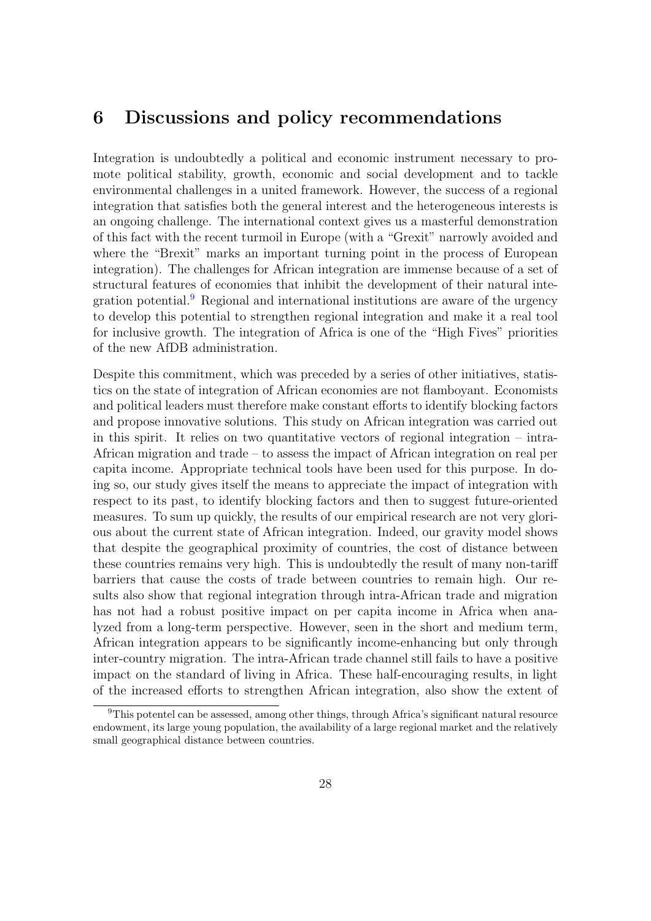# 6 Discussions and policy recommendations

Integration is undoubtedly a political and economic instrument necessary to promote political stability, growth, economic and social development and to tackle environmental challenges in a united framework. However, the success of a regional integration that satisfies both the general interest and the heterogeneous interests is an ongoing challenge. The international context gives us a masterful demonstration of this fact with the recent turmoil in Europe (with a "Grexit" narrowly avoided and where the "Brexit" marks an important turning point in the process of European integration). The challenges for African integration are immense because of a set of structural features of economies that inhibit the development of their natural integration potential.[9] Regional and international institutions are aware of the urgency to develop this potential to strengthen regional integration and make it a real tool for inclusive growth. The integration of Africa is one of the "High Fives" priorities of the new AfDB administration.

Despite this commitment, which was preceded by a series of other initiatives, statistics on the state of integration of African economies are not flamboyant. Economists and political leaders must therefore make constant efforts to identify blocking factors and propose innovative solutions. This study on African integration was carried out in this spirit. It relies on two quantitative vectors of regional integration – intra-African migration and trade – to assess the impact of African integration on real per capita income. Appropriate technical tools have been used for this purpose. In doing so, our study gives itself the means to appreciate the impact of integration with respect to its past, to identify blocking factors and then to suggest future-oriented measures. To sum up quickly, the results of our empirical research are not very glorious about the current state of African integration. Indeed, our gravity model shows that despite the geographical proximity of countries, the cost of distance between these countries remains very high. This is undoubtedly the result of many non-tariff barriers that cause the costs of trade between countries to remain high. Our results also show that regional integration through intra-African trade and migration has not had a robust positive impact on per capita income in Africa when analyzed from a long-term perspective. However, seen in the short and medium term, African integration appears to be significantly income-enhancing but only through inter-country migration. The intra-African trade channel still fails to have a positive impact on the standard of living in Africa. These half-encouraging results, in light of the increased efforts to strengthen African integration, also show the extent of

[9] This potentel can be assessed, among other things, through Africa's significant natural resource endowment, its large young population, the availability of a large regional market and the relatively small geographical distance between countries.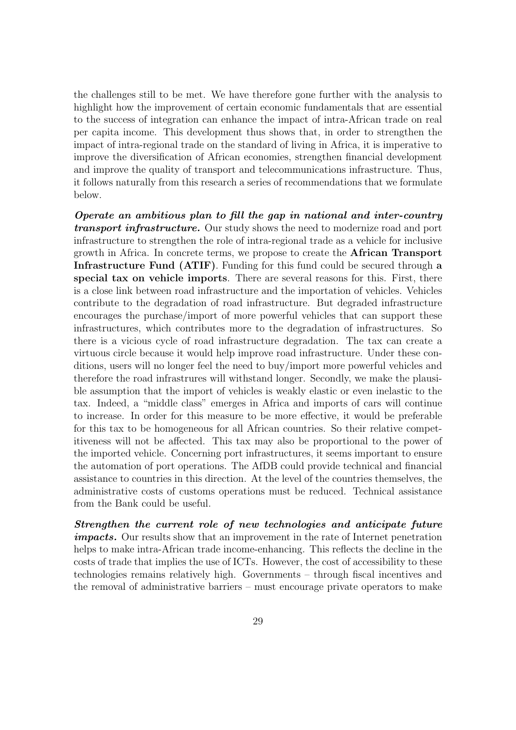the challenges still to be met. We have therefore gone further with the analysis to highlight how the improvement of certain economic fundamentals that are essential to the success of integration can enhance the impact of intra-African trade on real per capita income. This development thus shows that, in order to strengthen the impact of intra-regional trade on the standard of living in Africa, it is imperative to improve the diversification of African economies, strengthen financial development and improve the quality of transport and telecommunications infrastructure. Thus, it follows naturally from this research a series of recommendations that we formulate below.

***Operate an ambitious plan to fill the gap in national and inter-country transport infrastructure.*** Our study shows the need to modernize road and port infrastructure to strengthen the role of intra-regional trade as a vehicle for inclusive growth in Africa. In concrete terms, we propose to create the **African Transport Infrastructure Fund (ATIF)**. Funding for this fund could be secured through **a special tax on vehicle imports**. There are several reasons for this. First, there is a close link between road infrastructure and the importation of vehicles. Vehicles contribute to the degradation of road infrastructure. But degraded infrastructure encourages the purchase/import of more powerful vehicles that can support these infrastructures, which contributes more to the degradation of infrastructures. So there is a vicious cycle of road infrastructure degradation. The tax can create a virtuous circle because it would help improve road infrastructure. Under these conditions, users will no longer feel the need to buy/import more powerful vehicles and therefore the road infrastrures will withstand longer. Secondly, we make the plausible assumption that the import of vehicles is weakly elastic or even inelastic to the tax. Indeed, a "middle class" emerges in Africa and imports of cars will continue to increase. In order for this measure to be more effective, it would be preferable for this tax to be homogeneous for all African countries. So their relative competitiveness will not be affected. This tax may also be proportional to the power of the imported vehicle. Concerning port infrastructures, it seems important to ensure the automation of port operations. The AfDB could provide technical and financial assistance to countries in this direction. At the level of the countries themselves, the administrative costs of customs operations must be reduced. Technical assistance from the Bank could be useful.

***Strengthen the current role of new technologies and anticipate future impacts.*** Our results show that an improvement in the rate of Internet penetration helps to make intra-African trade income-enhancing. This reflects the decline in the costs of trade that implies the use of ICTs. However, the cost of accessibility to these technologies remains relatively high. Governments – through fiscal incentives and the removal of administrative barriers – must encourage private operators to make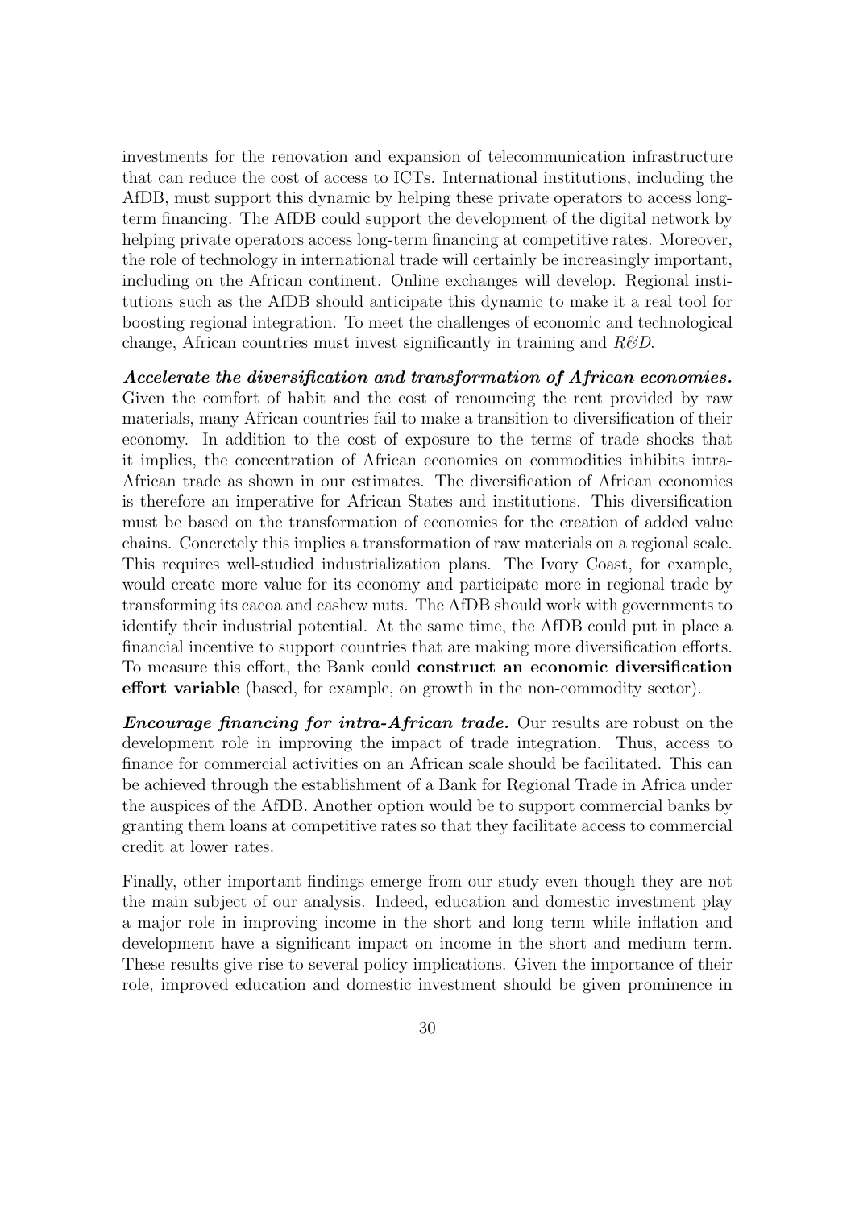investments for the renovation and expansion of telecommunication infrastructure that can reduce the cost of access to ICTs. International institutions, including the AfDB, must support this dynamic by helping these private operators to access long-term financing. The AfDB could support the development of the digital network by helping private operators access long-term financing at competitive rates. Moreover, the role of technology in international trade will certainly be increasingly important, including on the African continent. Online exchanges will develop. Regional institutions such as the AfDB should anticipate this dynamic to make it a real tool for boosting regional integration. To meet the challenges of economic and technological change, African countries must invest significantly in training and *R&D*.

***Accelerate the diversification and transformation of African economies.*** Given the comfort of habit and the cost of renouncing the rent provided by raw materials, many African countries fail to make a transition to diversification of their economy. In addition to the cost of exposure to the terms of trade shocks that it implies, the concentration of African economies on commodities inhibits intra-African trade as shown in our estimates. The diversification of African economies is therefore an imperative for African States and institutions. This diversification must be based on the transformation of economies for the creation of added value chains. Concretely this implies a transformation of raw materials on a regional scale. This requires well-studied industrialization plans. The Ivory Coast, for example, would create more value for its economy and participate more in regional trade by transforming its cacoa and cashew nuts. The AfDB should work with governments to identify their industrial potential. At the same time, the AfDB could put in place a financial incentive to support countries that are making more diversification efforts. To measure this effort, the Bank could **construct an economic diversification effort variable** (based, for example, on growth in the non-commodity sector).

***Encourage financing for intra-African trade.*** Our results are robust on the development role in improving the impact of trade integration. Thus, access to finance for commercial activities on an African scale should be facilitated. This can be achieved through the establishment of a Bank for Regional Trade in Africa under the auspices of the AfDB. Another option would be to support commercial banks by granting them loans at competitive rates so that they facilitate access to commercial credit at lower rates.

Finally, other important findings emerge from our study even though they are not the main subject of our analysis. Indeed, education and domestic investment play a major role in improving income in the short and long term while inflation and development have a significant impact on income in the short and medium term. These results give rise to several policy implications. Given the importance of their role, improved education and domestic investment should be given prominence in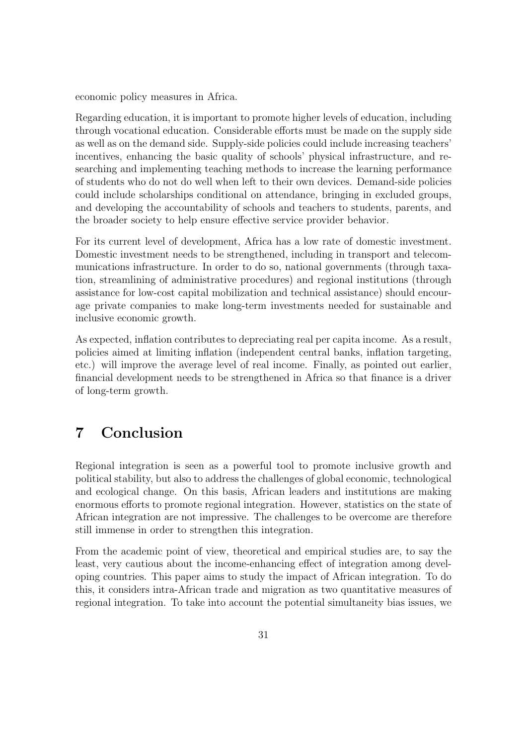economic policy measures in Africa.

Regarding education, it is important to promote higher levels of education, including through vocational education. Considerable efforts must be made on the supply side as well as on the demand side. Supply-side policies could include increasing teachers' incentives, enhancing the basic quality of schools' physical infrastructure, and researching and implementing teaching methods to increase the learning performance of students who do not do well when left to their own devices. Demand-side policies could include scholarships conditional on attendance, bringing in excluded groups, and developing the accountability of schools and teachers to students, parents, and the broader society to help ensure effective service provider behavior.

For its current level of development, Africa has a low rate of domestic investment. Domestic investment needs to be strengthened, including in transport and telecommunications infrastructure. In order to do so, national governments (through taxation, streamlining of administrative procedures) and regional institutions (through assistance for low-cost capital mobilization and technical assistance) should encourage private companies to make long-term investments needed for sustainable and inclusive economic growth.

As expected, inflation contributes to depreciating real per capita income. As a result, policies aimed at limiting inflation (independent central banks, inflation targeting, etc.) will improve the average level of real income. Finally, as pointed out earlier, financial development needs to be strengthened in Africa so that finance is a driver of long-term growth.

# 7 Conclusion

Regional integration is seen as a powerful tool to promote inclusive growth and political stability, but also to address the challenges of global economic, technological and ecological change. On this basis, African leaders and institutions are making enormous efforts to promote regional integration. However, statistics on the state of African integration are not impressive. The challenges to be overcome are therefore still immense in order to strengthen this integration.

From the academic point of view, theoretical and empirical studies are, to say the least, very cautious about the income-enhancing effect of integration among developing countries. This paper aims to study the impact of African integration. To do this, it considers intra-African trade and migration as two quantitative measures of regional integration. To take into account the potential simultaneity bias issues, we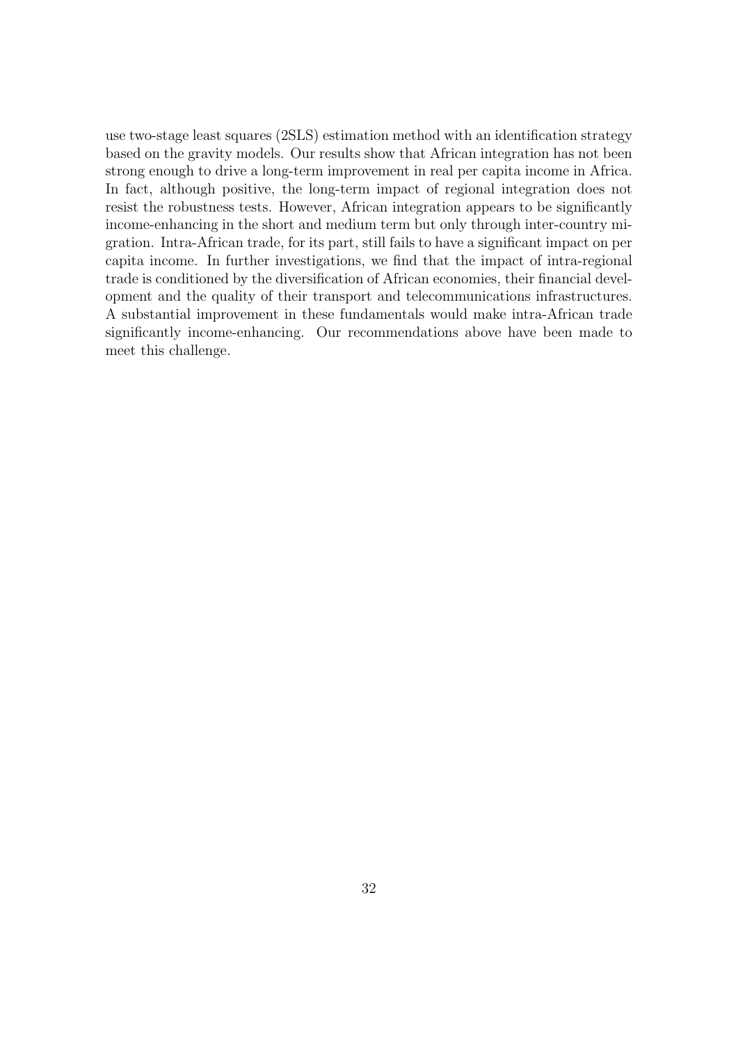use two-stage least squares (2SLS) estimation method with an identification strategy based on the gravity models. Our results show that African integration has not been strong enough to drive a long-term improvement in real per capita income in Africa. In fact, although positive, the long-term impact of regional integration does not resist the robustness tests. However, African integration appears to be significantly income-enhancing in the short and medium term but only through inter-country migration. Intra-African trade, for its part, still fails to have a significant impact on per capita income. In further investigations, we find that the impact of intra-regional trade is conditioned by the diversification of African economies, their financial development and the quality of their transport and telecommunications infrastructures. A substantial improvement in these fundamentals would make intra-African trade significantly income-enhancing. Our recommendations above have been made to meet this challenge.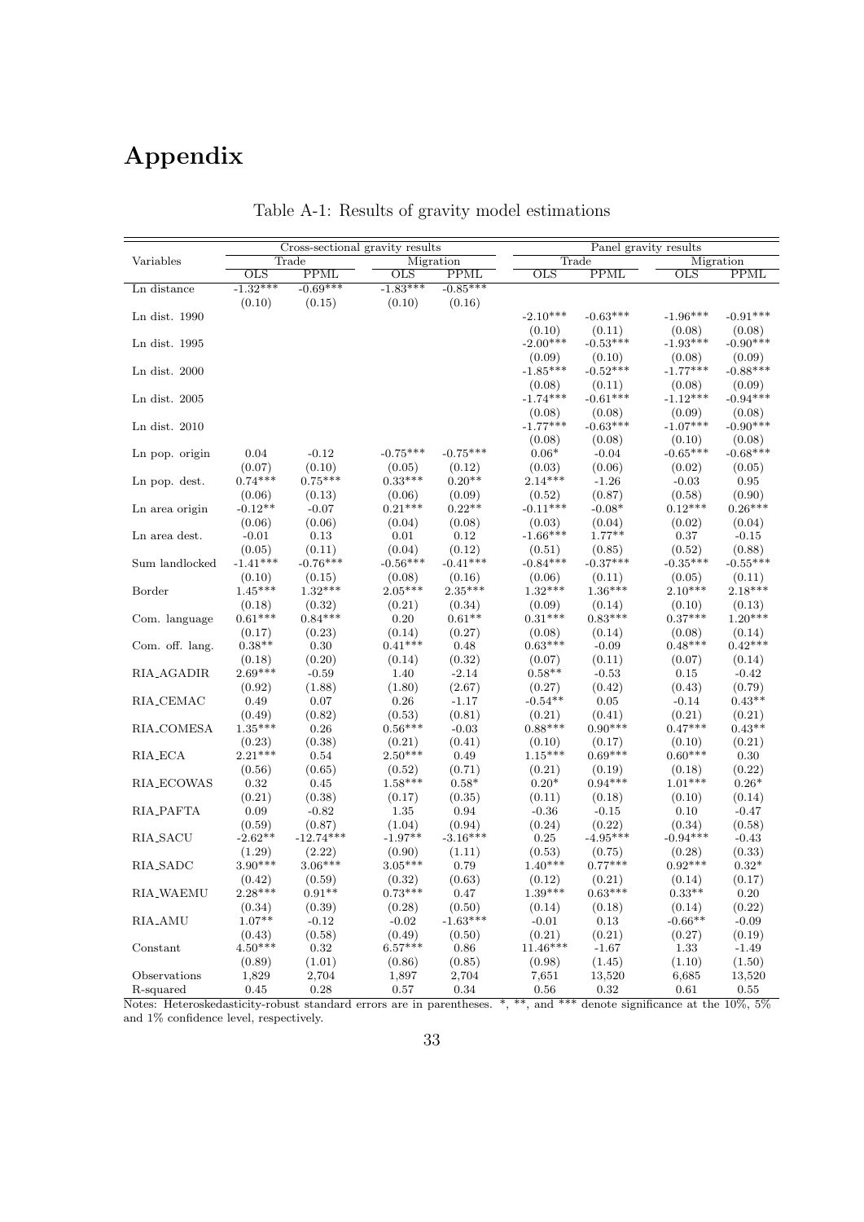# Appendix

Table A-1: Results of gravity model estimations

| Variables | Cross-sectional gravity results | | | | Panel gravity results | | | |
|---|---|---|---|---|---|---|---|---|
| | Trade | | Migration | | Trade | | Migration | |
| | OLS | PPML | OLS | PPML | OLS | PPML | OLS | PPML |
| Ln distance | -1.32*** | -0.69*** | -1.83*** | -0.85*** | | | | |
| | (0.10) | (0.15) | (0.10) | (0.16) | | | | |
| Ln dist. 1990 | | | | | -2.10*** | -0.63*** | -1.96*** | -0.91*** |
| | | | | | (0.10) | (0.11) | (0.08) | (0.08) |
| Ln dist. 1995 | | | | | -2.00*** | -0.53*** | -1.93*** | -0.90*** |
| | | | | | (0.09) | (0.10) | (0.08) | (0.09) |
| Ln dist. 2000 | | | | | -1.85*** | -0.52*** | -1.77*** | -0.88*** |
| | | | | | (0.08) | (0.11) | (0.08) | (0.09) |
| Ln dist. 2005 | | | | | -1.74*** | -0.61*** | -1.12*** | -0.94*** |
| | | | | | (0.08) | (0.08) | (0.09) | (0.08) |
| Ln dist. 2010 | | | | | -1.77*** | -0.63*** | -1.07*** | -0.90*** |
| | | | | | (0.08) | (0.08) | (0.10) | (0.08) |
| Ln pop. origin | 0.04 | -0.12 | -0.75*** | -0.75*** | 0.06* | -0.04 | -0.65*** | -0.68*** |
| | (0.07) | (0.10) | (0.05) | (0.12) | (0.03) | (0.06) | (0.02) | (0.05) |
| Ln pop. dest. | 0.74*** | 0.75*** | 0.33*** | 0.20** | 2.14*** | -1.26 | -0.03 | 0.95 |
| | (0.06) | (0.13) | (0.06) | (0.09) | (0.52) | (0.87) | (0.58) | (0.90) |
| Ln area origin | -0.12** | -0.07 | 0.21*** | 0.22** | -0.11*** | -0.08* | 0.12*** | 0.26*** |
| | (0.06) | (0.06) | (0.04) | (0.08) | (0.03) | (0.04) | (0.02) | (0.04) |
| Ln area dest. | -0.01 | 0.13 | 0.01 | 0.12 | -1.66*** | 1.77** | 0.37 | -0.15 |
| | (0.05) | (0.11) | (0.04) | (0.12) | (0.51) | (0.85) | (0.52) | (0.88) |
| Sum landlocked | -1.41*** | -0.76*** | -0.56*** | -0.41*** | -0.84*** | -0.37*** | -0.35*** | -0.55*** |
| | (0.10) | (0.15) | (0.08) | (0.16) | (0.06) | (0.11) | (0.05) | (0.11) |
| Border | 1.45*** | 1.32*** | 2.05*** | 2.35*** | 1.32*** | 1.36*** | 2.10*** | 2.18*** |
| | (0.18) | (0.32) | (0.21) | (0.34) | (0.09) | (0.14) | (0.10) | (0.13) |
| Com. language | 0.61*** | 0.84*** | 0.20 | 0.61** | 0.31*** | 0.83*** | 0.37*** | 1.20*** |
| | (0.17) | (0.23) | (0.14) | (0.27) | (0.08) | (0.14) | (0.08) | (0.14) |
| Com. off. lang. | 0.38** | 0.30 | 0.41*** | 0.48 | 0.63*** | -0.09 | 0.48*** | 0.42*** |
| | (0.18) | (0.20) | (0.14) | (0.32) | (0.07) | (0.11) | (0.07) | (0.14) |
| RIA_AGADIR | 2.69*** | -0.59 | 1.40 | -2.14 | 0.58** | -0.53 | 0.15 | -0.42 |
| | (0.92) | (1.88) | (1.80) | (2.67) | (0.27) | (0.42) | (0.43) | (0.79) |
| RIA_CEMAC | 0.49 | 0.07 | 0.26 | -1.17 | -0.54** | 0.05 | -0.14 | 0.43** |
| | (0.49) | (0.82) | (0.53) | (0.81) | (0.21) | (0.41) | (0.21) | (0.21) |
| RIA_COMESA | 1.35*** | 0.26 | 0.56*** | -0.03 | 0.88*** | 0.90*** | 0.47*** | 0.43** |
| | (0.23) | (0.38) | (0.21) | (0.41) | (0.10) | (0.17) | (0.10) | (0.21) |
| RIA_ECA | 2.21*** | 0.54 | 2.50*** | 0.49 | 1.15*** | 0.69*** | 0.60*** | 0.30 |
| | (0.56) | (0.65) | (0.52) | (0.71) | (0.21) | (0.19) | (0.18) | (0.22) |
| RIA_ECOWAS | 0.32 | 0.45 | 1.58*** | 0.58* | 0.20* | 0.94*** | 1.01*** | 0.26* |
| | (0.21) | (0.38) | (0.17) | (0.35) | (0.11) | (0.18) | (0.10) | (0.14) |
| RIA_PAFTA | 0.09 | -0.82 | 1.35 | 0.94 | -0.36 | -0.15 | 0.10 | -0.47 |
| | (0.59) | (0.87) | (1.04) | (0.94) | (0.24) | (0.22) | (0.34) | (0.58) |
| RIA_SACU | -2.62** | -12.74*** | -1.97** | -3.16*** | 0.25 | -4.95*** | -0.94*** | -0.43 |
| | (1.29) | (2.22) | (0.90) | (1.11) | (0.53) | (0.75) | (0.28) | (0.33) |
| RIA_SADC | 3.90*** | 3.06*** | 3.05*** | 0.79 | 1.40*** | 0.77*** | 0.92*** | 0.32* |
| | (0.42) | (0.59) | (0.32) | (0.63) | (0.12) | (0.21) | (0.14) | (0.17) |
| RIA_WAEMU | 2.28*** | 0.91** | 0.73*** | 0.47 | 1.39*** | 0.63*** | 0.33** | 0.20 |
| | (0.34) | (0.39) | (0.28) | (0.50) | (0.14) | (0.18) | (0.14) | (0.22) |
| RIA_AMU | 1.07** | -0.12 | -0.02 | -1.63*** | -0.01 | 0.13 | -0.66** | -0.09 |
| | (0.43) | (0.58) | (0.49) | (0.50) | (0.21) | (0.21) | (0.27) | (0.19) |
| Constant | 4.50*** | 0.32 | 6.57*** | 0.86 | 11.46*** | -1.67 | 1.33 | -1.49 |
| | (0.89) | (1.01) | (0.86) | (0.85) | (0.98) | (1.45) | (1.10) | (1.50) |
| Observations | 1,829 | 2,704 | 1,897 | 2,704 | 7,651 | 13,520 | 6,685 | 13,520 |
| R-squared | 0.45 | 0.28 | 0.57 | 0.34 | 0.56 | 0.32 | 0.61 | 0.55 |

Notes: Heteroskedasticity-robust standard errors are in parentheses. *, **, and *** denote significance at the 10%, 5% and 1% confidence level, respectively.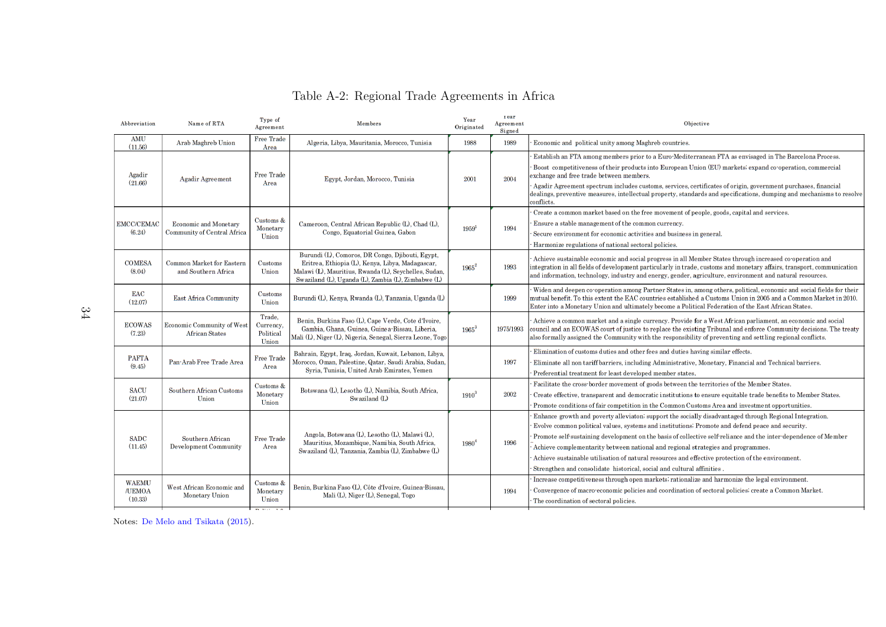# Table A-2: Regional Trade Agreements in Africa

| Abbreviation | Name of RTA | Type of Agreement | Members | Year Originated | Year Agreement Signed | Objective |
|---|---|---|---|---|---|---|
| AMU (11.56) | Arab Maghreb Union | Free Trade Area | Algeria, Libya, Mauritania, Morocco, Tunisia | 1988 | 1989 | - Economic and political unity among Maghreb countries. |
| Agadir (21.66) | Agadir Agreement | Free Trade Area | Egypt, Jordan, Morocco, Tunisia | 2001 | 2004 | - Establish an FTA among members prior to a Euro-Mediterranean FTA as envisaged in The Barcelona Process.<br>- Boost competitiveness of their products into European Union (EU) markets; expand co-operation, commercial exchange and free trade between members.<br>- Agadir Agreement spectrum includes customs, services, certificates of origin, government purchases, financial dealings, preventive measures, intellectual property, standards and specifications, dumping and mechanisms to resolve conflicts. |
| EMCC/CEMAC (6.24) | Economic and Monetary Community of Central Africa | Customs & Monetary Union | Cameroon, Central African Republic (L), Chad (L), Congo, Equatorial Guinea, Gabon | 1959[1] | 1994 | - Create a common market based on the free movement of people, goods, capital and services.<br>- Ensure a stable management of the common currency.<br>- Secure environment for economic activities and business in general.<br>- Harmonize regulations of national sectoral policies. |
| COMESA (8.04) | Common Market for Eastern and Southern Africa | Customs Union | Burundi (L), Comoros, DR Congo, Djibouti, Egypt, Eritrea, Ethiopia (L), Kenya, Libya, Madagascar, Malawi (L), Mauritius, Rwanda (L), Seychelles, Sudan, Swaziland (L), Uganda (L), Zambia (L), Zimbabwe (L) | 1965[2] | 1993 | - Achieve sustainable economic and social progress in all Member States through increased co-operation and integration in all fields of development particularly in trade, customs and monetary affairs, transport, communication and information, technology, industry and energy, gender, agriculture, environment and natural resources. |
| EAC (12.07) | East Africa Community | Customs Union | Burundi (L), Kenya, Rwanda (L), Tanzania, Uganda (L) | | 1999 | - Widen and deepen co-operation among Partner States in, among others, political, economic and social fields for their mutual benefit. To this extent the EAC countries established a Customs Union in 2005 and a Common Market in 2010. Enter into a Monetary Union and ultimately become a Political Federation of the East African States. |
| ECOWAS (7.23) | Economic Community of West African States | Trade, Currency, Political Union | Benin, Burkina Faso (L), Cape Verde, Cote d'Ivoire, Gambia, Ghana, Guinea, Guinea-Bissau, Liberia, Mali (L), Niger (L), Nigeria, Senegal, Sierra Leone, Togo | 1965[3] | 1975/1993 | - Achieve a common market and a single currency. Provide for a West African parliament, an economic and social council and an ECOWAS court of justice to replace the existing Tribunal and enforce Community decisions. The treaty also formally assigned the Community with the responsibility of preventing and settling regional conflicts. |
| PAFTA (9.45) | Pan-Arab Free Trade Area | Free Trade Area | Bahrain, Egypt, Iraq, Jordan, Kuwait, Lebanon, Libya, Morocco, Oman, Palestine, Qatar, Saudi Arabia, Sudan, Syria, Tunisia, United Arab Emirates, Yemen | | 1997 | - Elimination of customs duties and other fees and duties having similar effects.<br>- Eliminate all non tariff barriers, including Administrative, Monetary, Financial and Technical barriers.<br>- Preferential treatment for least developed member states. |
| SACU (21.07) | Southern African Customs Union | Customs & Monetary Union | Botswana (L), Lesotho (L), Namibia, South Africa, Swaziland (L) | 1910[3] | 2002 | - Facilitate the cross-border movement of goods between the territories of the Member States.<br>- Create effective, transparent and democratic institutions to ensure equitable trade benefits to Member States.<br>- Promote conditions of fair competition in the Common Customs Area and investment opportunities. |
| SADC (11.45) | Southern African Development Community | Free Trade Area | Angola, Botswana (L), Lesotho (L), Malawi (L), Mauritius, Mozambique, Namibia, South Africa, Swaziland (L), Tanzania, Zambia (L), Zimbabwe (L) | 1980[4] | 1996 | - Enhance growth and poverty alleviator; support the socially disadvantaged through Regional Integration.<br>- Evolve common political values, systems and institutions; Promote and defend peace and security.<br>- Promote self-sustaining development on the basis of collective self-reliance and the inter-dependence of Member<br>- Achieve complementarity between national and regional strategies and programmes.<br>- Achieve sustainable utilisation of natural resources and effective protection of the environment.<br>- Strengthen and consolidate historical, social and cultural affinities . |
| WAEMU /UEMOA (10.33) | West African Economic and Monetary Union | Customs & Monetary Union | Benin, Burkina Faso (L), Côte d'Ivoire, Guinea-Bissau, Mali (L), Niger (L), Senegal, Togo | | 1994 | - Increase competitiveness through open markets; rationalize and harmonize the legal environment.<br>- Convergence of macro-economic policies and coordination of sectoral policies; create a Common Market.<br>- The coordination of sectoral policies. |

Notes: De Melo and Tsikata (2015).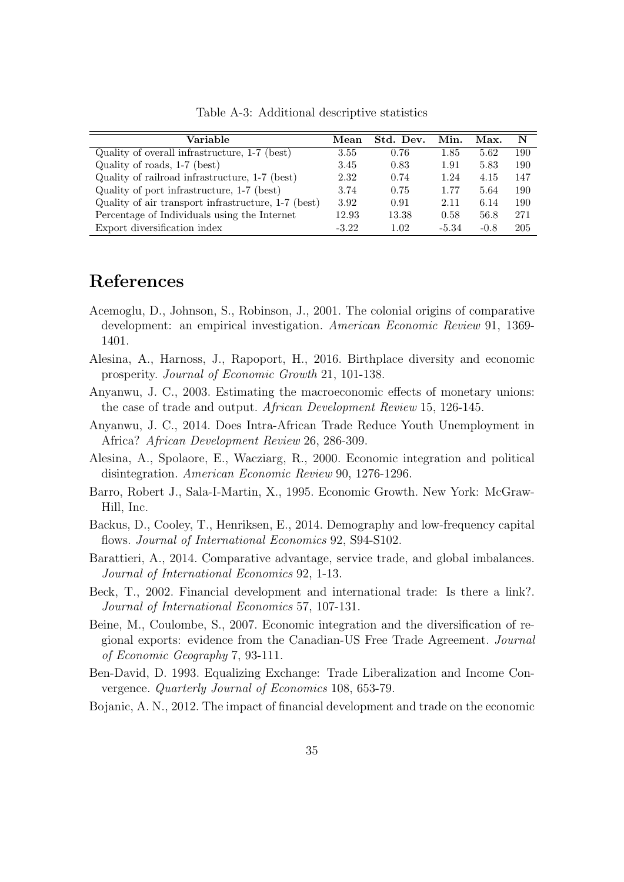Table A-3: Additional descriptive statistics

| Variable | Mean | Std. Dev. | Min. | Max. | N |
|---|---|---|---|---|---|
| Quality of overall infrastructure, 1-7 (best) | 3.55 | 0.76 | 1.85 | 5.62 | 190 |
| Quality of roads, 1-7 (best) | 3.45 | 0.83 | 1.91 | 5.83 | 190 |
| Quality of railroad infrastructure, 1-7 (best) | 2.32 | 0.74 | 1.24 | 4.15 | 147 |
| Quality of port infrastructure, 1-7 (best) | 3.74 | 0.75 | 1.77 | 5.64 | 190 |
| Quality of air transport infrastructure, 1-7 (best) | 3.92 | 0.91 | 2.11 | 6.14 | 190 |
| Percentage of Individuals using the Internet | 12.93 | 13.38 | 0.58 | 56.8 | 271 |
| Export diversification index | -3.22 | 1.02 | -5.34 | -0.8 | 205 |

# References

Acemoglu, D., Johnson, S., Robinson, J., 2001. The colonial origins of comparative development: an empirical investigation. *American Economic Review* 91, 1369-1401.

Alesina, A., Harnoss, J., Rapoport, H., 2016. Birthplace diversity and economic prosperity. *Journal of Economic Growth* 21, 101-138.

Anyanwu, J. C., 2003. Estimating the macroeconomic effects of monetary unions: the case of trade and output. *African Development Review* 15, 126-145.

Anyanwu, J. C., 2014. Does Intra-African Trade Reduce Youth Unemployment in Africa? *African Development Review* 26, 286-309.

Alesina, A., Spolaore, E., Wacziarg, R., 2000. Economic integration and political disintegration. *American Economic Review* 90, 1276-1296.

Barro, Robert J., Sala-I-Martin, X., 1995. Economic Growth. New York: McGraw-Hill, Inc.

Backus, D., Cooley, T., Henriksen, E., 2014. Demography and low-frequency capital flows. *Journal of International Economics* 92, S94-S102.

Barattieri, A., 2014. Comparative advantage, service trade, and global imbalances. *Journal of International Economics* 92, 1-13.

Beck, T., 2002. Financial development and international trade: Is there a link?. *Journal of International Economics* 57, 107-131.

Beine, M., Coulombe, S., 2007. Economic integration and the diversification of regional exports: evidence from the Canadian-US Free Trade Agreement. *Journal of Economic Geography* 7, 93-111.

Ben-David, D. 1993. Equalizing Exchange: Trade Liberalization and Income Convergence. *Quarterly Journal of Economics* 108, 653-79.

Bojanic, A. N., 2012. The impact of financial development and trade on the economic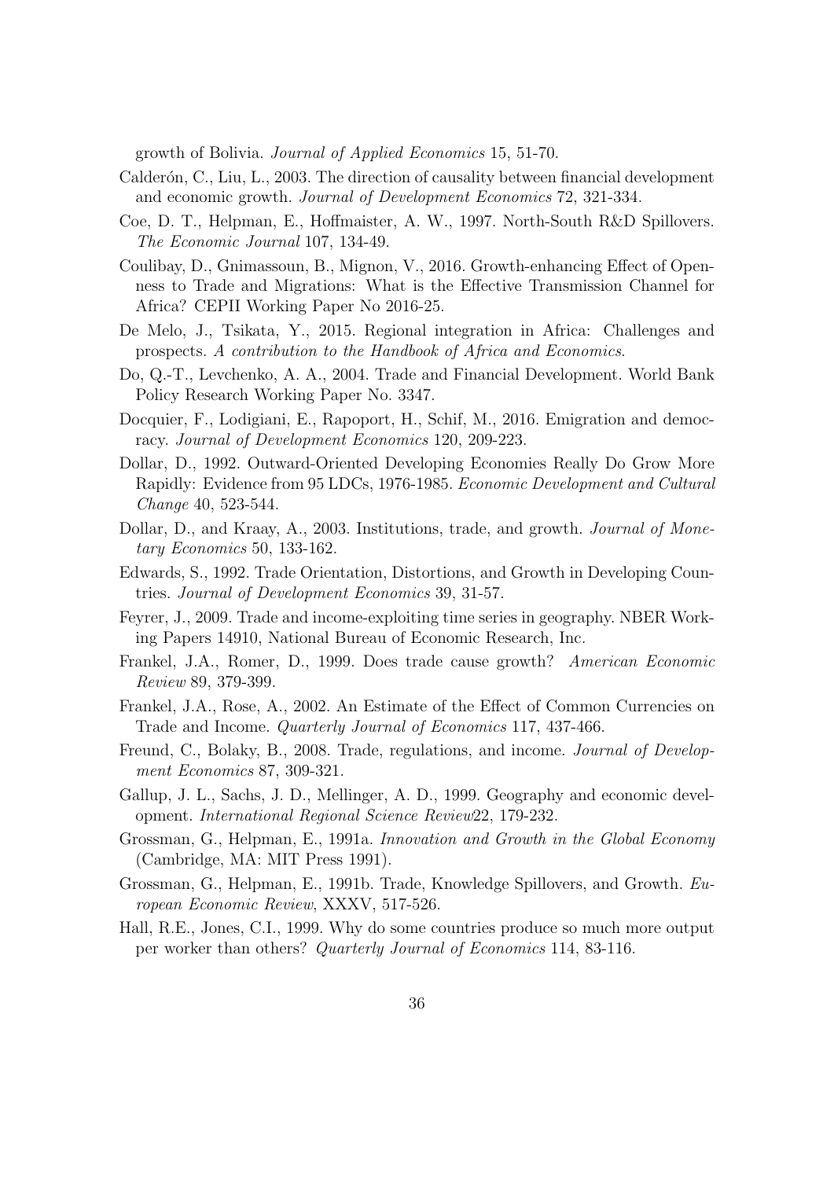growth of Bolivia. *Journal of Applied Economics* 15, 51-70.

Calderón, C., Liu, L., 2003. The direction of causality between financial development and economic growth. *Journal of Development Economics* 72, 321-334.

Coe, D. T., Helpman, E., Hoffmaister, A. W., 1997. North-South R&D Spillovers. *The Economic Journal* 107, 134-49.

Coulibay, D., Gnimassoun, B., Mignon, V., 2016. Growth-enhancing Effect of Openness to Trade and Migrations: What is the Effective Transmission Channel for Africa? CEPII Working Paper No 2016-25.

De Melo, J., Tsikata, Y., 2015. Regional integration in Africa: Challenges and prospects. *A contribution to the Handbook of Africa and Economics*.

Do, Q.-T., Levchenko, A. A., 2004. Trade and Financial Development. World Bank Policy Research Working Paper No. 3347.

Docquier, F., Lodigiani, E., Rapoport, H., Schif, M., 2016. Emigration and democracy. *Journal of Development Economics* 120, 209-223.

Dollar, D., 1992. Outward-Oriented Developing Economies Really Do Grow More Rapidly: Evidence from 95 LDCs, 1976-1985. *Economic Development and Cultural Change* 40, 523-544.

Dollar, D., and Kraay, A., 2003. Institutions, trade, and growth. *Journal of Monetary Economics* 50, 133-162.

Edwards, S., 1992. Trade Orientation, Distortions, and Growth in Developing Countries. *Journal of Development Economics* 39, 31-57.

Feyrer, J., 2009. Trade and income-exploiting time series in geography. NBER Working Papers 14910, National Bureau of Economic Research, Inc.

Frankel, J.A., Romer, D., 1999. Does trade cause growth? *American Economic Review* 89, 379-399.

Frankel, J.A., Rose, A., 2002. An Estimate of the Effect of Common Currencies on Trade and Income. *Quarterly Journal of Economics* 117, 437-466.

Freund, C., Bolaky, B., 2008. Trade, regulations, and income. *Journal of Development Economics* 87, 309-321.

Gallup, J. L., Sachs, J. D., Mellinger, A. D., 1999. Geography and economic development. *International Regional Science Review*22, 179-232.

Grossman, G., Helpman, E., 1991a. *Innovation and Growth in the Global Economy* (Cambridge, MA: MIT Press 1991).

Grossman, G., Helpman, E., 1991b. Trade, Knowledge Spillovers, and Growth. *European Economic Review*, XXXV, 517-526.

Hall, R.E., Jones, C.I., 1999. Why do some countries produce so much more output per worker than others? *Quarterly Journal of Economics* 114, 83-116.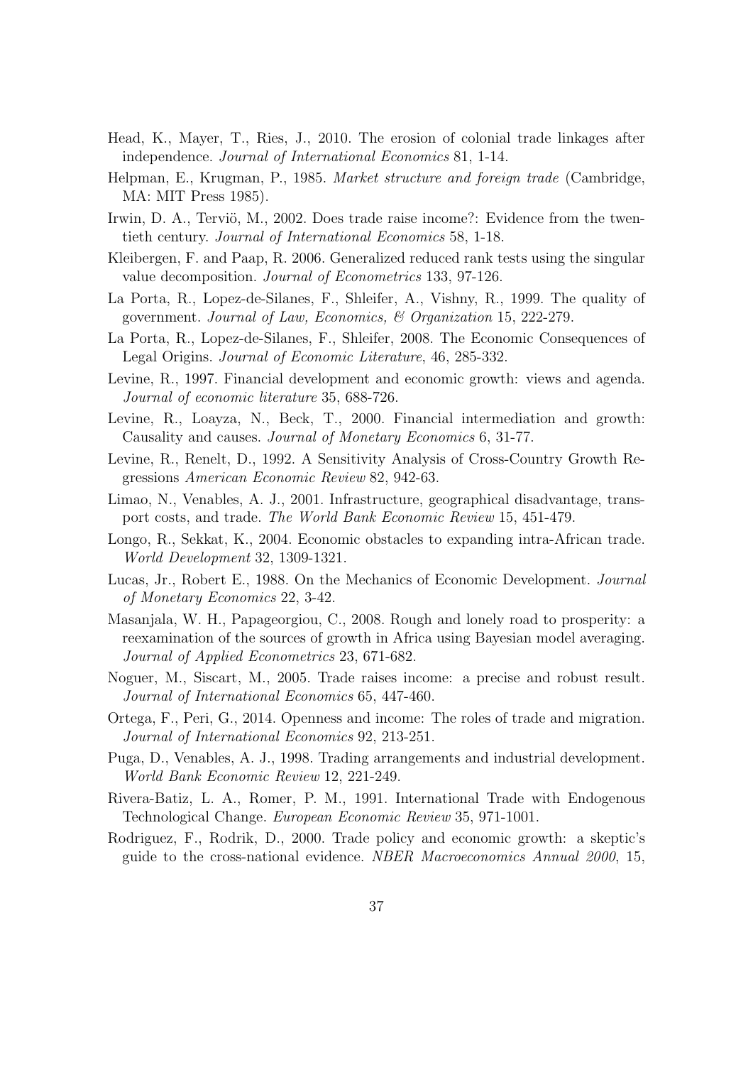Head, K., Mayer, T., Ries, J., 2010. The erosion of colonial trade linkages after independence. *Journal of International Economics* 81, 1-14.

Helpman, E., Krugman, P., 1985. *Market structure and foreign trade* (Cambridge, MA: MIT Press 1985).

Irwin, D. A., Terviö, M., 2002. Does trade raise income?: Evidence from the twentieth century. *Journal of International Economics* 58, 1-18.

Kleibergen, F. and Paap, R. 2006. Generalized reduced rank tests using the singular value decomposition. *Journal of Econometrics* 133, 97-126.

La Porta, R., Lopez-de-Silanes, F., Shleifer, A., Vishny, R., 1999. The quality of government. *Journal of Law, Economics, & Organization* 15, 222-279.

La Porta, R., Lopez-de-Silanes, F., Shleifer, 2008. The Economic Consequences of Legal Origins. *Journal of Economic Literature*, 46, 285-332.

Levine, R., 1997. Financial development and economic growth: views and agenda. *Journal of economic literature* 35, 688-726.

Levine, R., Loayza, N., Beck, T., 2000. Financial intermediation and growth: Causality and causes. *Journal of Monetary Economics* 6, 31-77.

Levine, R., Renelt, D., 1992. A Sensitivity Analysis of Cross-Country Growth Regressions *American Economic Review* 82, 942-63.

Limao, N., Venables, A. J., 2001. Infrastructure, geographical disadvantage, transport costs, and trade. *The World Bank Economic Review* 15, 451-479.

Longo, R., Sekkat, K., 2004. Economic obstacles to expanding intra-African trade. *World Development* 32, 1309-1321.

Lucas, Jr., Robert E., 1988. On the Mechanics of Economic Development. *Journal of Monetary Economics* 22, 3-42.

Masanjala, W. H., Papageorgiou, C., 2008. Rough and lonely road to prosperity: a reexamination of the sources of growth in Africa using Bayesian model averaging. *Journal of Applied Econometrics* 23, 671-682.

Noguer, M., Siscart, M., 2005. Trade raises income: a precise and robust result. *Journal of International Economics* 65, 447-460.

Ortega, F., Peri, G., 2014. Openness and income: The roles of trade and migration. *Journal of International Economics* 92, 213-251.

Puga, D., Venables, A. J., 1998. Trading arrangements and industrial development. *World Bank Economic Review* 12, 221-249.

Rivera-Batiz, L. A., Romer, P. M., 1991. International Trade with Endogenous Technological Change. *European Economic Review* 35, 971-1001.

Rodriguez, F., Rodrik, D., 2000. Trade policy and economic growth: a skeptic's guide to the cross-national evidence. *NBER Macroeconomics Annual 2000*, 15,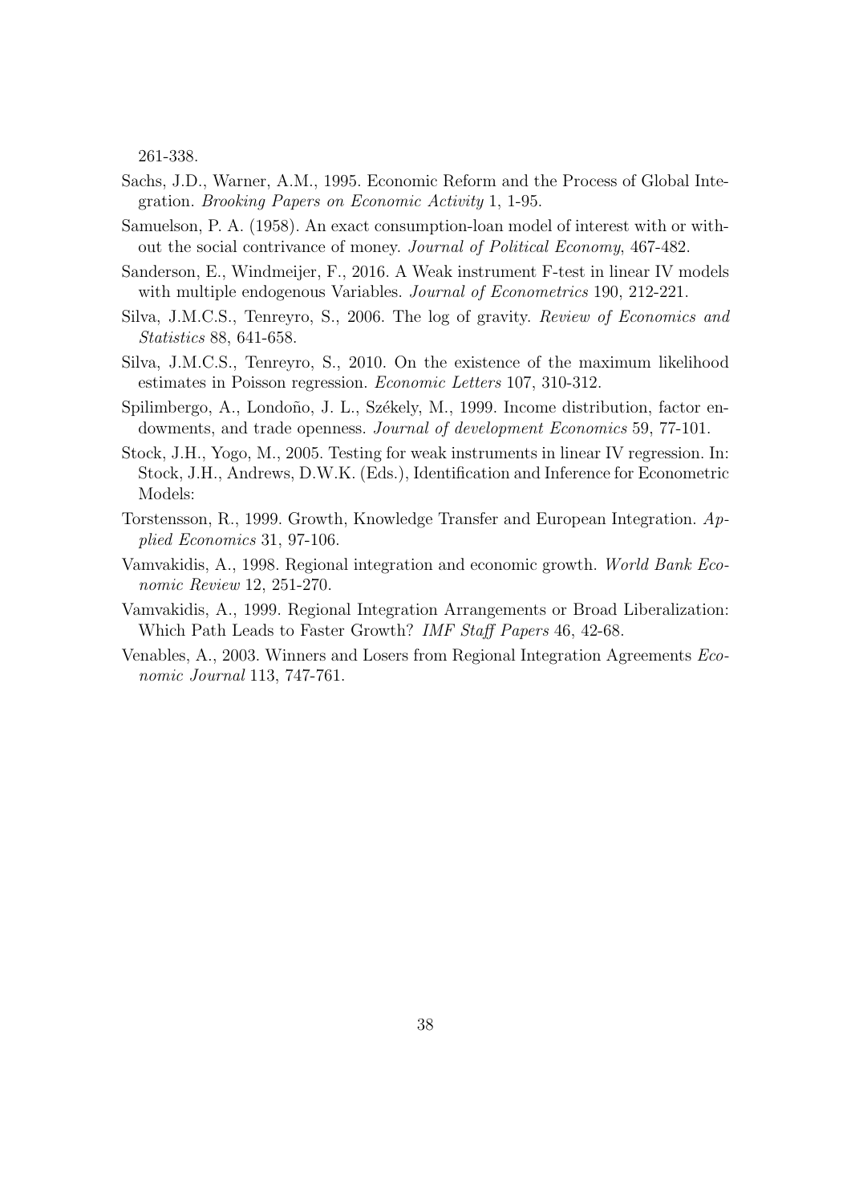261-338.

Sachs, J.D., Warner, A.M., 1995. Economic Reform and the Process of Global Integration. *Brooking Papers on Economic Activity* 1, 1-95.

Samuelson, P. A. (1958). An exact consumption-loan model of interest with or without the social contrivance of money. *Journal of Political Economy*, 467-482.

Sanderson, E., Windmeijer, F., 2016. A Weak instrument F-test in linear IV models with multiple endogenous Variables. *Journal of Econometrics* 190, 212-221.

Silva, J.M.C.S., Tenreyro, S., 2006. The log of gravity. *Review of Economics and Statistics* 88, 641-658.

Silva, J.M.C.S., Tenreyro, S., 2010. On the existence of the maximum likelihood estimates in Poisson regression. *Economic Letters* 107, 310-312.

Spilimbergo, A., Londoño, J. L., Székely, M., 1999. Income distribution, factor endowments, and trade openness. *Journal of development Economics* 59, 77-101.

Stock, J.H., Yogo, M., 2005. Testing for weak instruments in linear IV regression. In: Stock, J.H., Andrews, D.W.K. (Eds.), Identification and Inference for Econometric Models:

Torstensson, R., 1999. Growth, Knowledge Transfer and European Integration. *Applied Economics* 31, 97-106.

Vamvakidis, A., 1998. Regional integration and economic growth. *World Bank Economic Review* 12, 251-270.

Vamvakidis, A., 1999. Regional Integration Arrangements or Broad Liberalization: Which Path Leads to Faster Growth? *IMF Staff Papers* 46, 42-68.

Venables, A., 2003. Winners and Losers from Regional Integration Agreements *Economic Journal* 113, 747-761.